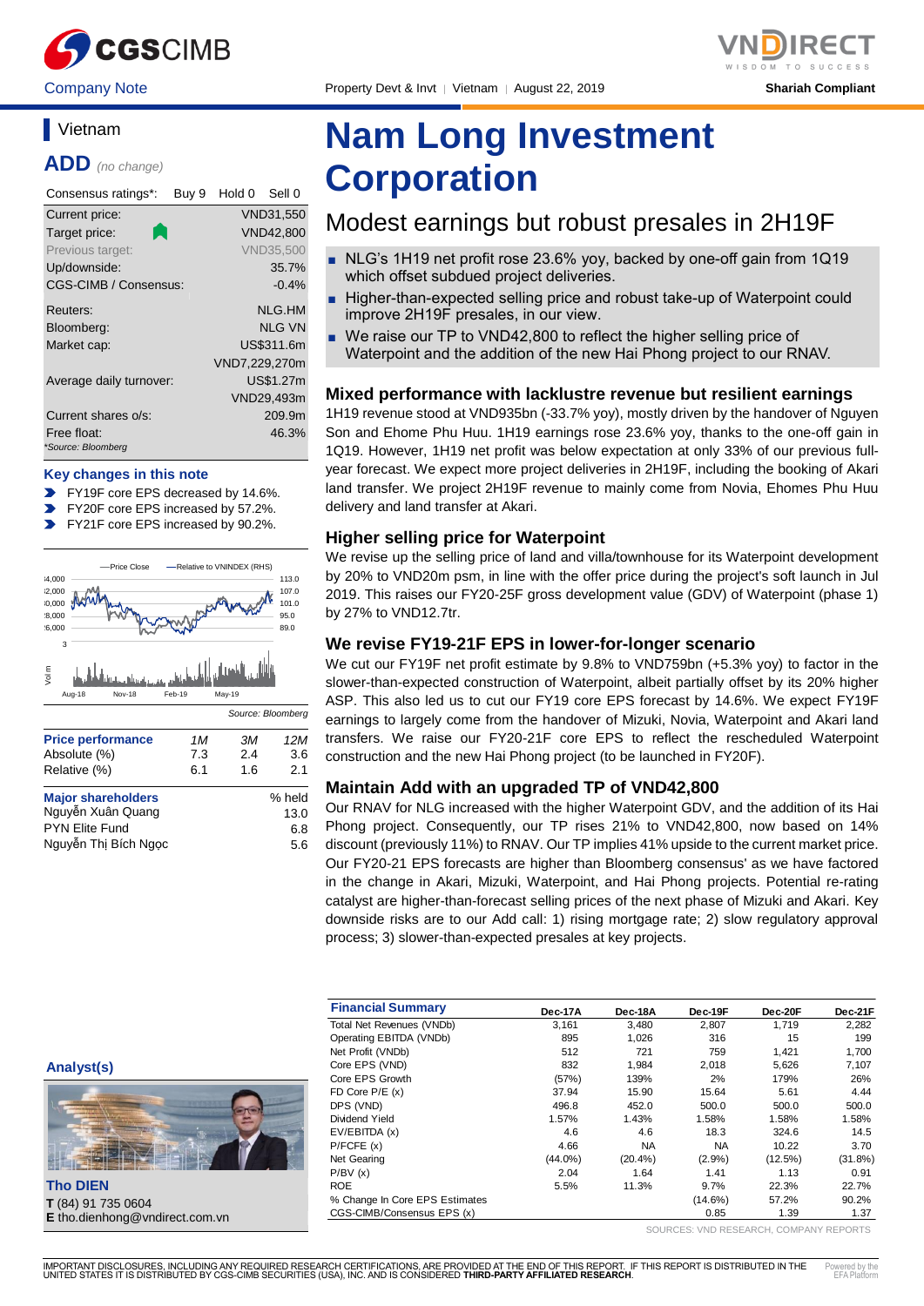Company Note | Property Devt & Invt | Vietnam | August 22, 2019 | Shariah Compliant

## Vietnam

**ADD** *(no change)*

| Consensus ratings*: | Buy 9 Hold 0 Sell 0 |
|---|---|
| Current price: | VND31,550 |
| Target price: | VND42,800 |
| Previous target: | VND35,500 |
| Up/downside: | 35.7% |
| CGS-CIMB / Consensus: | -0.4% |
| Reuters: | NLG.HM |
| Bloomberg: | NLG VN |
| Market cap: | US$311.6m |
| | VND7,229,270m |
| Average daily turnover: | US$1.27m |
| | VND29,493m |
| Current shares o/s: | 209.9m |
| Free float: | 46.3% |

*Source: Bloomberg

### Key changes in this note

- FY19F core EPS decreased by 14.6%.
- FY20F core EPS increased by 57.2%.
- FY21F core EPS increased by 90.2%.

Source: Bloomberg

| Price performance | 1M | 3M | 12M |
|---|---|---|---|
| Absolute (%) | 7.3 | 2.4 | 3.6 |
| Relative (%) | 6.1 | 1.6 | 2.1 |

| Major shareholders | % held |
|---|---|
| Nguyễn Xuân Quang | 13.0 |
| PYN Elite Fund | 6.8 |
| Nguyễn Thị Bích Ngọc | 5.6 |

# Nam Long Investment Corporation

## Modest earnings but robust presales in 2H19F

- NLG's 1H19 net profit rose 23.6% yoy, backed by one-off gain from 1Q19 which offset subdued project deliveries.
- Higher-than-expected selling price and robust take-up of Waterpoint could improve 2H19F presales, in our view.
- We raise our TP to VND42,800 to reflect the higher selling price of Waterpoint and the addition of the new Hai Phong project to our RNAV.

### Mixed performance with lacklustre revenue but resilient earnings

1H19 revenue stood at VND935bn (-33.7% yoy), mostly driven by the handover of Nguyen Son and Ehome Phu Huu. 1H19 earnings rose 23.6% yoy, thanks to the one-off gain in 1Q19. However, 1H19 net profit was below expectation at only 33% of our previous full-year forecast. We expect more project deliveries in 2H19F, including the booking of Akari land transfer. We project 2H19F revenue to mainly come from Novia, Ehomes Phu Huu delivery and land transfer at Akari.

### Higher selling price for Waterpoint

We revise up the selling price of land and villa/townhouse for its Waterpoint development by 20% to VND20m psm, in line with the offer price during the project's soft launch in Jul 2019. This raises our FY20-25F gross development value (GDV) of Waterpoint (phase 1) by 27% to VND12.7tr.

### We revise FY19-21F EPS in lower-for-longer scenario

We cut our FY19F net profit estimate by 9.8% to VND759bn (+5.3% yoy) to factor in the slower-than-expected construction of Waterpoint, albeit partially offset by its 20% higher ASP. This also led us to cut our FY19 core EPS forecast by 14.6%. We expect FY19F earnings to largely come from the handover of Mizuki, Novia, Waterpoint and Akari land transfers. We raise our FY20-21F core EPS to reflect the rescheduled Waterpoint construction and the new Hai Phong project (to be launched in FY20F).

### Maintain Add with an upgraded TP of VND42,800

Our RNAV for NLG increased with the higher Waterpoint GDV, and the addition of its Hai Phong project. Consequently, our TP rises 21% to VND42,800, now based on 14% discount (previously 11%) to RNAV. Our TP implies 41% upside to the current market price. Our FY20-21 EPS forecasts are higher than Bloomberg consensus' as we have factored in the change in Akari, Mizuki, Waterpoint, and Hai Phong projects. Potential re-rating catalyst are higher-than-forecast selling prices of the next phase of Mizuki and Akari. Key downside risks are to our Add call: 1) rising mortgage rate; 2) slow regulatory approval process; 3) slower-than-expected presales at key projects.

### Analyst(s)

**Tho DIEN**
**T** (84) 91 735 0604
**E** tho.dienhong@vndirect.com.vn

| Financial Summary | Dec-17A | Dec-18A | Dec-19F | Dec-20F | Dec-21F |
|---|---|---|---|---|---|
| Total Net Revenues (VNDb) | 3,161 | 3,480 | 2,807 | 1,719 | 2,282 |
| Operating EBITDA (VNDb) | 895 | 1,026 | 316 | 15 | 199 |
| Net Profit (VNDb) | 512 | 721 | 759 | 1,421 | 1,700 |
| Core EPS (VND) | 832 | 1,984 | 2,018 | 5,626 | 7,107 |
| Core EPS Growth | (57%) | 139% | 2% | 179% | 26% |
| FD Core P/E (x) | 37.94 | 15.90 | 15.64 | 5.61 | 4.44 |
| DPS (VND) | 496.8 | 452.0 | 500.0 | 500.0 | 500.0 |
| Dividend Yield | 1.57% | 1.43% | 1.58% | 1.58% | 1.58% |
| EV/EBITDA (x) | 4.6 | 4.6 | 18.3 | 324.6 | 14.5 |
| P/FCFE (x) | 4.66 | NA | NA | 10.22 | 3.70 |
| Net Gearing | (44.0%) | (20.4%) | (2.9%) | (12.5%) | (31.8%) |
| P/BV (x) | 2.04 | 1.64 | 1.41 | 1.13 | 0.91 |
| ROE | 5.5% | 11.3% | 9.7% | 22.3% | 22.7% |
| % Change In Core EPS Estimates | | | (14.6%) | 57.2% | 90.2% |
| CGS-CIMB/Consensus EPS (x) | | | 0.85 | 1.39 | 1.37 |

SOURCES: VND RESEARCH, COMPANY REPORTS

IMPORTANT DISCLOSURES, INCLUDING ANY REQUIRED RESEARCH CERTIFICATIONS, ARE PROVIDED AT THE END OF THIS REPORT. IF THIS REPORT IS DISTRIBUTED IN THE UNITED STATES IT IS DISTRIBUTED BY CGS-CIMB SECURITIES (USA), INC. AND IS CONSIDERED **THIRD-PARTY AFFILIATED RESEARCH**.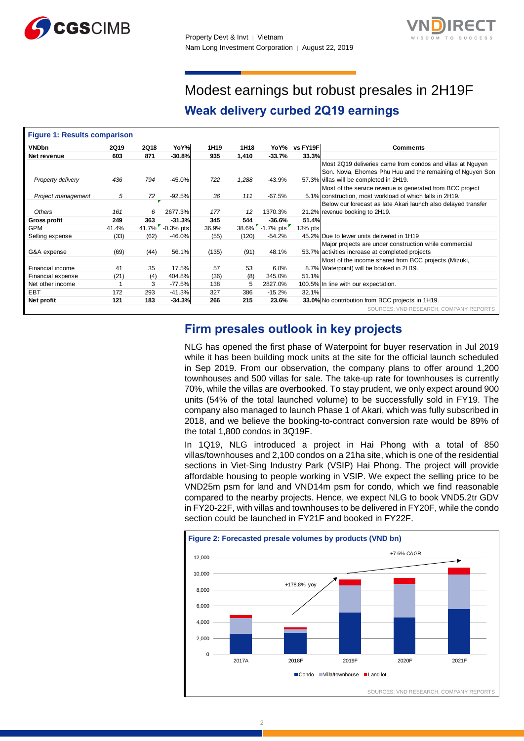# Modest earnings but robust presales in 2H19F

## Weak delivery curbed 2Q19 earnings

**Figure 1: Results comparison**

| VNDbn | 2Q19 | 2Q18 | YoY% | 1H19 | 1H18 | YoY% | vs FY19F | Comments |
|---|---|---|---|---|---|---|---|---|
| **Net revenue** | **603** | **871** | **-30.8%** | **935** | **1,410** | **-33.7%** | **33.3%** | |
| *Property delivery* | *436* | *794* | -45.0% | *722* | *1,288* | -43.9% | 57.3% | Most 2Q19 deliveries came from condos and villas at Nguyen Son. Novia, Ehomes Phu Huu and the remaining of Nguyen Son villas will be completed in 2H19. |
| *Project management* | *5* | *72* | -92.5% | *36* | *111* | -67.5% | 5.1% | Most of the service revenue is generated from BCC project construction, most workload of which falls in 2H19. |
| *Others* | *161* | *6* | 2677.3% | *177* | *12* | 1370.3% | 21.2% | Below our forecast as late Akari launch also delayed transfer revenue booking to 2H19. |
| **Gross profit** | **249** | **363** | **-31.3%** | **345** | **544** | **-36.6%** | **51.4%** | |
| GPM | 41.4% | 41.7% | -0.3% pts | 36.9% | 38.6% | -1.7% pts | 13% pts | |
| Selling expense | (33) | (62) | -46.0% | (55) | (120) | -54.2% | 45.2% | Due to fewer units delivered in 1H19 |
| G&A expense | (69) | (44) | 56.1% | (135) | (91) | 48.1% | 53.7% | Major projects are under construction while commercial activities increase at completed projects |
| Financial income | 41 | 35 | 17.5% | 57 | 53 | 6.8% | 8.7% | Most of the income shared from BCC projects (Mizuki, Waterpoint) will be booked in 2H19. |
| Financial expense | (21) | (4) | 404.8% | (36) | (8) | 345.0% | 51.1% | |
| Net other income | 1 | 3 | -77.5% | 138 | 5 | 2827.0% | 100.5% | In line with our expectation. |
| EBT | 172 | 293 | -41.3% | 327 | 386 | -15.2% | 32.1% | |
| **Net profit** | **121** | **183** | **-34.3%** | **266** | **215** | **23.6%** | **33.0%** | No contribution from BCC projects in 1H19. |

SOURCES: VND RESEARCH, COMPANY REPORTS

## Firm presales outlook in key projects

NLG has opened the first phase of Waterpoint for buyer reservation in Jul 2019 while it has been building mock units at the site for the official launch scheduled in Sep 2019. From our observation, the company plans to offer around 1,200 townhouses and 500 villas for sale. The take-up rate for townhouses is currently 70%, while the villas are overbooked. To stay prudent, we only expect around 900 units (54% of the total launched volume) to be successfully sold in FY19. The company also managed to launch Phase 1 of Akari, which was fully subscribed in 2018, and we believe the booking-to-contract conversion rate would be 89% of the total 1,800 condos in 3Q19F.

In 1Q19, NLG introduced a project in Hai Phong with a total of 850 villas/townhouses and 2,100 condos on a 21ha site, which is one of the residential sections in Viet-Sing Industry Park (VSIP) Hai Phong. The project will provide affordable housing to people working in VSIP. We expect the selling price to be VND25m psm for land and VND14m psm for condo, which we find reasonable compared to the nearby projects. Hence, we expect NLG to book VND5.2tr GDV in FY20-22F, with villas and townhouses to be delivered in FY20F, while the condo section could be launched in FY21F and booked in FY22F.

**Figure 2: Forecasted presale volumes by products (VND bn)**

SOURCES: VND RESEARCH, COMPANY REPORTS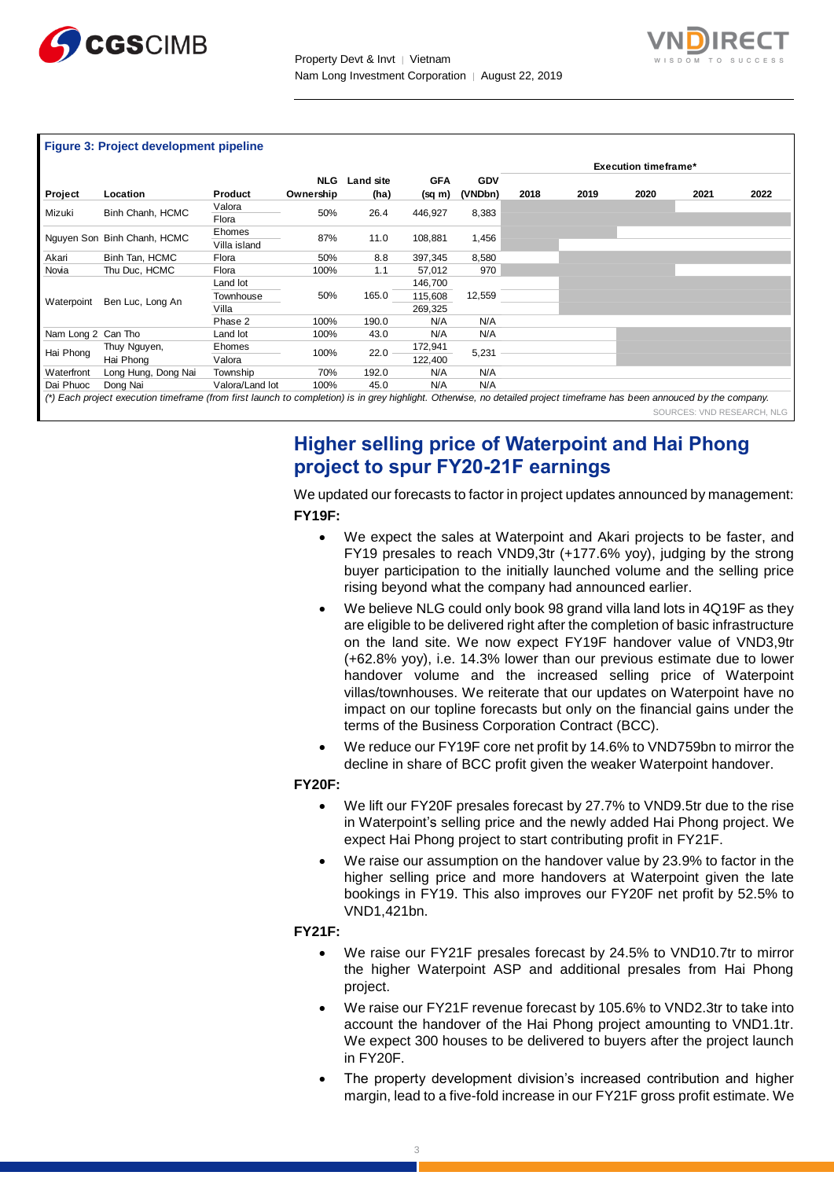**Figure 3: Project development pipeline**

| Project | Location | Product | NLG Ownership | Land site (ha) | GFA (sq m) | GDV (VNDbn) | 2018 | 2019 | 2020 | 2021 | 2022 |
|---|---|---|---|---|---|---|---|---|---|---|---|
| Mizuki | Binh Chanh, HCMC | Valora | 50% | 26.4 | 446,927 | 8,383 | | | | | |
| | | Flora | | | | | | | | | |
| Nguyen Son | Binh Chanh, HCMC | Ehomes | 87% | 11.0 | 108,881 | 1,456 | | | | | |
| | | Villa island | | | | | | | | | |
| Akari | Binh Tan, HCMC | Flora | 50% | 8.8 | 397,345 | 8,580 | | | | | |
| Novia | Thu Duc, HCMC | Flora | 100% | 1.1 | 57,012 | 970 | | | | | |
| Waterpoint | Ben Luc, Long An | Land lot | 50% | 165.0 | 146,700 | 12,559 | | | | | |
| | | Townhouse | | | 115,608 | | | | | | |
| | | Villa | | | 269,325 | | | | | | |
| | | Phase 2 | 100% | 190.0 | N/A | N/A | | | | | |
| Nam Long 2 | Can Tho | Land lot | 100% | 43.0 | N/A | N/A | | | | | |
| Hai Phong | Thuy Nguyen, Hai Phong | Ehomes | 100% | 22.0 | 172,941 | 5,231 | | | | | |
| | | Valora | | | 122,400 | | | | | | |
| Waterfront | Long Hung, Dong Nai | Township | 70% | 192.0 | N/A | N/A | | | | | |
| Dai Phuoc | Dong Nai | Valora/Land lot | 100% | 45.0 | N/A | N/A | | | | | |

Execution timeframe*

*(\*) Each project execution timeframe (from first launch to completion) is in grey highlight. Otherwise, no detailed project timeframe has been annouced by the company.*

SOURCES: VND RESEARCH, NLG

## Higher selling price of Waterpoint and Hai Phong project to spur FY20-21F earnings

We updated our forecasts to factor in project updates announced by management:

**FY19F:**

- We expect the sales at Waterpoint and Akari projects to be faster, and FY19 presales to reach VND9,3tr (+177.6% yoy), judging by the strong buyer participation to the initially launched volume and the selling price rising beyond what the company had announced earlier.
- We believe NLG could only book 98 grand villa land lots in 4Q19F as they are eligible to be delivered right after the completion of basic infrastructure on the land site. We now expect FY19F handover value of VND3,9tr (+62.8% yoy), i.e. 14.3% lower than our previous estimate due to lower handover volume and the increased selling price of Waterpoint villas/townhouses. We reiterate that our updates on Waterpoint have no impact on our topline forecasts but only on the financial gains under the terms of the Business Corporation Contract (BCC).
- We reduce our FY19F core net profit by 14.6% to VND759bn to mirror the decline in share of BCC profit given the weaker Waterpoint handover.

**FY20F:**

- We lift our FY20F presales forecast by 27.7% to VND9.5tr due to the rise in Waterpoint's selling price and the newly added Hai Phong project. We expect Hai Phong project to start contributing profit in FY21F.
- We raise our assumption on the handover value by 23.9% to factor in the higher selling price and more handovers at Waterpoint given the late bookings in FY19. This also improves our FY20F net profit by 52.5% to VND1,421bn.

**FY21F:**

- We raise our FY21F presales forecast by 24.5% to VND10.7tr to mirror the higher Waterpoint ASP and additional presales from Hai Phong project.
- We raise our FY21F revenue forecast by 105.6% to VND2.3tr to take into account the handover of the Hai Phong project amounting to VND1.1tr. We expect 300 houses to be delivered to buyers after the project launch in FY20F.
- The property development division's increased contribution and higher margin, lead to a five-fold increase in our FY21F gross profit estimate. We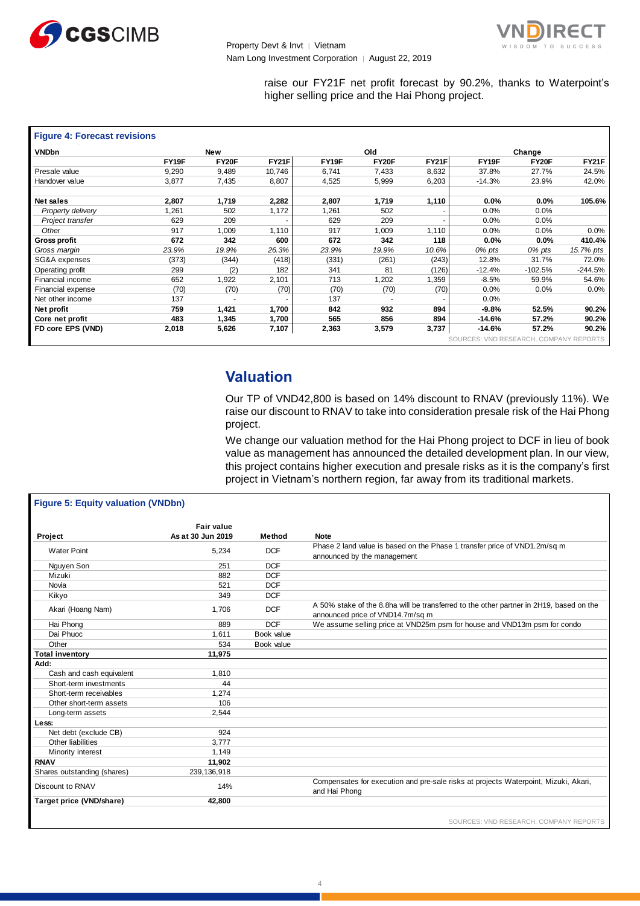raise our FY21F net profit forecast by 90.2%, thanks to Waterpoint's higher selling price and the Hai Phong project.

**Figure 4: Forecast revisions**

| VNDbn | New | | | Old | | | Change | | |
|---|---|---|---|---|---|---|---|---|---|
| | FY19F | FY20F | FY21F | FY19F | FY20F | FY21F | FY19F | FY20F | FY21F |
| Presale value | 9,290 | 9,489 | 10,746 | 6,741 | 7,433 | 8,632 | 37.8% | 27.7% | 24.5% |
| Handover value | 3,877 | 7,435 | 8,807 | 4,525 | 5,999 | 6,203 | -14.3% | 23.9% | 42.0% |
| **Net sales** | **2,807** | **1,719** | **2,282** | **2,807** | **1,719** | **1,110** | **0.0%** | **0.0%** | **105.6%** |
| *Property delivery* | 1,261 | 502 | 1,172 | 1,261 | 502 | - | 0.0% | 0.0% | |
| *Project transfer* | 629 | 209 | - | 629 | 209 | - | 0.0% | 0.0% | |
| *Other* | 917 | 1,009 | 1,110 | 917 | 1,009 | 1,110 | 0.0% | 0.0% | 0.0% |
| **Gross profit** | **672** | **342** | **600** | **672** | **342** | **118** | **0.0%** | **0.0%** | **410.4%** |
| *Gross margin* | *23.9%* | *19.9%* | *26.3%* | *23.9%* | *19.9%* | *10.6%* | *0% pts* | *0% pts* | *15.7% pts* |
| SG&A expenses | (373) | (344) | (418) | (331) | (261) | (243) | 12.8% | 31.7% | 72.0% |
| Operating profit | 299 | (2) | 182 | 341 | 81 | (126) | -12.4% | -102.5% | -244.5% |
| Financial income | 652 | 1,922 | 2,101 | 713 | 1,202 | 1,359 | -8.5% | 59.9% | 54.6% |
| Financial expense | (70) | (70) | (70) | (70) | (70) | (70) | 0.0% | 0.0% | 0.0% |
| Net other income | 137 | - | - | 137 | - | - | 0.0% | | |
| **Net profit** | **759** | **1,421** | **1,700** | **842** | **932** | **894** | **-9.8%** | **52.5%** | **90.2%** |
| **Core net profit** | **483** | **1,345** | **1,700** | **565** | **856** | **894** | **-14.6%** | **57.2%** | **90.2%** |
| **FD core EPS (VND)** | **2,018** | **5,626** | **7,107** | **2,363** | **3,579** | **3,737** | **-14.6%** | **57.2%** | **90.2%** |

SOURCES: VND RESEARCH, COMPANY REPORTS

## Valuation

Our TP of VND42,800 is based on 14% discount to RNAV (previously 11%). We raise our discount to RNAV to take into consideration presale risk of the Hai Phong project.

We change our valuation method for the Hai Phong project to DCF in lieu of book value as management has announced the detailed development plan. In our view, this project contains higher execution and presale risks as it is the company's first project in Vietnam's northern region, far away from its traditional markets.

**Figure 5: Equity valuation (VNDbn)**

| Project | Fair value As at 30 Jun 2019 | Method | Note |
|---|---|---|---|
| Water Point | 5,234 | DCF | Phase 2 land value is based on the Phase 1 transfer price of VND1.2m/sq m announced by the management |
| Nguyen Son | 251 | DCF | |
| Mizuki | 882 | DCF | |
| Novia | 521 | DCF | |
| Kikyo | 349 | DCF | |
| Akari (Hoang Nam) | 1,706 | DCF | A 50% stake of the 8.8ha will be transferred to the other partner in 2H19, based on the announced price of VND14.7m/sq m |
| Hai Phong | 889 | DCF | We assume selling price at VND25m psm for house and VND13m psm for condo |
| Dai Phuoc | 1,611 | Book value | |
| Other | 534 | Book value | |
| **Total inventory** | **11,975** | | |
| **Add:** | | | |
| Cash and cash equivalent | 1,810 | | |
| Short-term investments | 44 | | |
| Short-term receivables | 1,274 | | |
| Other short-term assets | 106 | | |
| Long-term assets | 2,544 | | |
| **Less:** | | | |
| Net debt (exclude CB) | 924 | | |
| Other liabilities | 3,777 | | |
| Minority interest | 1,149 | | |
| **RNAV** | **11,902** | | |
| Shares outstanding (shares) | 239,136,918 | | |
| Discount to RNAV | 14% | | Compensates for execution and pre-sale risks at projects Waterpoint, Mizuki, Akari, and Hai Phong |
| **Target price (VND/share)** | **42,800** | | |

SOURCES: VND RESEARCH, COMPANY REPORTS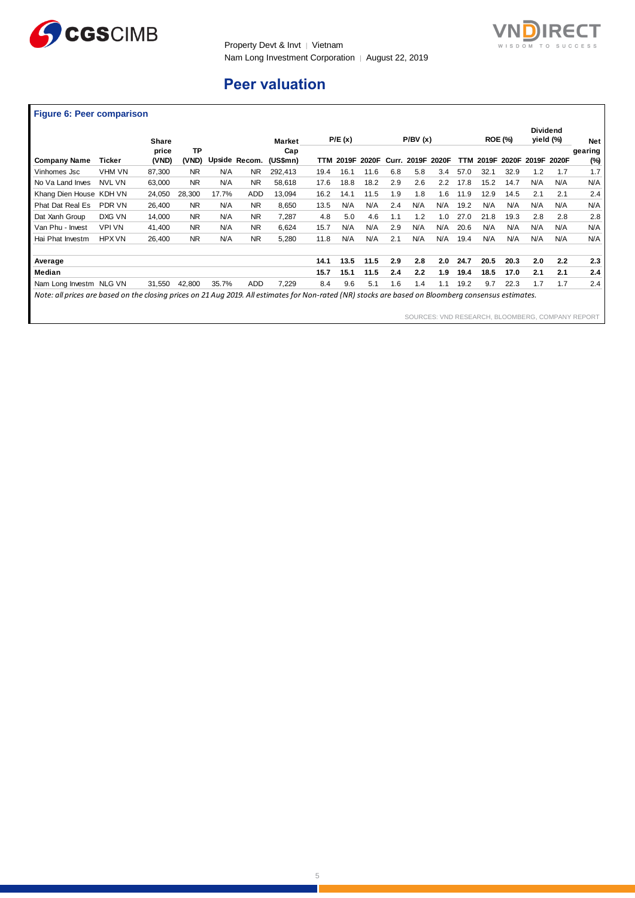## Peer valuation

**Figure 6: Peer comparison**

| Company Name | Ticker | Share price (VND) | TP (VND) | Upside | Recom. | Market Cap (US$mn) | P/E (x) | | | P/BV (x) | | | ROE (%) | | | Dividend yield (%) | | Net gearing (%) |
|---|---|---|---|---|---|---|---|---|---|---|---|---|---|---|---|---|---|---|
| | | | | | | | TTM | 2019F | 2020F | Curr. | 2019F | 2020F | TTM | 2019F | 2020F | 2019F | 2020F | |
| Vinhomes Jsc | VHM VN | 87,300 | NR | N/A | NR | 292,413 | 19.4 | 16.1 | 11.6 | 6.8 | 5.8 | 3.4 | 57.0 | 32.1 | 32.9 | 1.2 | 1.7 | 1.7 |
| No Va Land Inves | NVL VN | 63,000 | NR | N/A | NR | 58,618 | 17.6 | 18.8 | 18.2 | 2.9 | 2.6 | 2.2 | 17.8 | 15.2 | 14.7 | N/A | N/A | N/A |
| Khang Dien House | KDH VN | 24,050 | 28,300 | 17.7% | ADD | 13,094 | 16.2 | 14.1 | 11.5 | 1.9 | 1.8 | 1.6 | 11.9 | 12.9 | 14.5 | 2.1 | 2.1 | 2.4 |
| Phat Dat Real Es | PDR VN | 26,400 | NR | N/A | NR | 8,650 | 13.5 | N/A | N/A | 2.4 | N/A | N/A | 19.2 | N/A | N/A | N/A | N/A | N/A |
| Dat Xanh Group | DXG VN | 14,000 | NR | N/A | NR | 7,287 | 4.8 | 5.0 | 4.6 | 1.1 | 1.2 | 1.0 | 27.0 | 21.8 | 19.3 | 2.8 | 2.8 | 2.8 |
| Van Phu - Invest | VPI VN | 41,400 | NR | N/A | NR | 6,624 | 15.7 | N/A | N/A | 2.9 | N/A | N/A | 20.6 | N/A | N/A | N/A | N/A | N/A |
| Hai Phat Investm | HPX VN | 26,400 | NR | N/A | NR | 5,280 | 11.8 | N/A | N/A | 2.1 | N/A | N/A | 19.4 | N/A | N/A | N/A | N/A | N/A |
| **Average** | | | | | | | **14.1** | **13.5** | **11.5** | **2.9** | **2.8** | **2.0** | **24.7** | **20.5** | **20.3** | **2.0** | **2.2** | **2.3** |
| **Median** | | | | | | | **15.7** | **15.1** | **11.5** | **2.4** | **2.2** | **1.9** | **19.4** | **18.5** | **17.0** | **2.1** | **2.1** | **2.4** |
| Nam Long Investm | NLG VN | 31,550 | 42,800 | 35.7% | ADD | 7,229 | 8.4 | 9.6 | 5.1 | 1.6 | 1.4 | 1.1 | 19.2 | 9.7 | 22.3 | 1.7 | 1.7 | 2.4 |

*Note: all prices are based on the closing prices on 21 Aug 2019. All estimates for Non-rated (NR) stocks are based on Bloomberg consensus estimates.*

SOURCES: VND RESEARCH, BLOOMBERG, COMPANY REPORT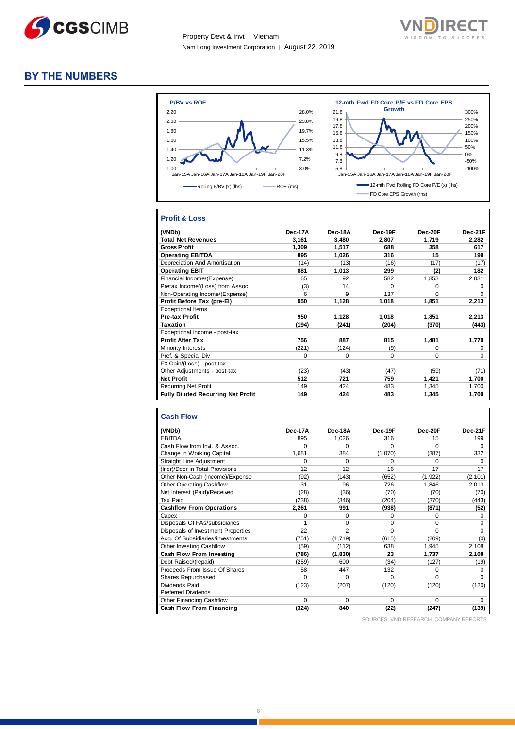## BY THE NUMBERS

**P/BV vs ROE**

Rolling P/BV (x) (lhs) — ROE (rhs)

**12-mth Fwd FD Core P/E vs FD Core EPS Growth**

12-mth Fwd Rolling FD Core P/E (x) (lhs) — FD Core EPS Growth (rhs)

### Profit & Loss

| (VNDb) | Dec-17A | Dec-18A | Dec-19F | Dec-20F | Dec-21F |
|---|---|---|---|---|---|
| **Total Net Revenues** | 3,161 | 3,480 | 2,807 | 1,719 | 2,282 |
| **Gross Profit** | 1,309 | 1,517 | 688 | 358 | 617 |
| **Operating EBITDA** | 895 | 1,026 | 316 | 15 | 199 |
| Depreciation And Amortisation | (14) | (13) | (16) | (17) | (17) |
| **Operating EBIT** | 881 | 1,013 | 299 | (2) | 182 |
| Financial Income/(Expense) | 65 | 92 | 582 | 1,853 | 2,031 |
| Pretax Income/(Loss) from Assoc. | (3) | 14 | 0 | 0 | 0 |
| Non-Operating Income/(Expense) | 6 | 9 | 137 | 0 | 0 |
| **Profit Before Tax (pre-EI)** | 950 | 1,128 | 1,018 | 1,851 | 2,213 |
| Exceptional Items | | | | | |
| **Pre-tax Profit** | 950 | 1,128 | 1,018 | 1,851 | 2,213 |
| **Taxation** | (194) | (241) | (204) | (370) | (443) |
| Exceptional Income - post-tax | | | | | |
| **Profit After Tax** | 756 | 887 | 815 | 1,481 | 1,770 |
| Minority Interests | (221) | (124) | (9) | 0 | 0 |
| Pref. & Special Div | 0 | 0 | 0 | 0 | 0 |
| FX Gain/(Loss) - post tax | | | | | |
| Other Adjustments - post-tax | (23) | (43) | (47) | (59) | (71) |
| **Net Profit** | 512 | 721 | 759 | 1,421 | 1,700 |
| Recurring Net Profit | 149 | 424 | 483 | 1,345 | 1,700 |
| **Fully Diluted Recurring Net Profit** | 149 | 424 | 483 | 1,345 | 1,700 |

### Cash Flow

| (VNDb) | Dec-17A | Dec-18A | Dec-19F | Dec-20F | Dec-21F |
|---|---|---|---|---|---|
| EBITDA | 895 | 1,026 | 316 | 15 | 199 |
| Cash Flow from Invt. & Assoc. | 0 | 0 | 0 | 0 | 0 |
| Change In Working Capital | 1,681 | 384 | (1,070) | (387) | 332 |
| Straight Line Adjustment | 0 | 0 | 0 | 0 | 0 |
| (Incr)/Decr in Total Provisions | 12 | 12 | 16 | 17 | 17 |
| Other Non-Cash (Income)/Expense | (92) | (143) | (652) | (1,922) | (2,101) |
| Other Operating Cashflow | 31 | 96 | 726 | 1,846 | 2,013 |
| Net Interest (Paid)/Received | (28) | (36) | (70) | (70) | (70) |
| Tax Paid | (238) | (346) | (204) | (370) | (443) |
| **Cashflow From Operations** | 2,261 | 991 | (938) | (871) | (52) |
| Capex | 0 | 0 | 0 | 0 | 0 |
| Disposals Of FAs/subsidiaries | 1 | 0 | 0 | 0 | 0 |
| Disposals of Investment Properties | 22 | 2 | 0 | 0 | 0 |
| Acq. Of Subsidiaries/investments | (751) | (1,719) | (615) | (209) | (0) |
| Other Investing Cashflow | (59) | (112) | 638 | 1,945 | 2,108 |
| **Cash Flow From Investing** | (786) | (1,830) | 23 | 1,737 | 2,108 |
| Debt Raised/(repaid) | (259) | 600 | (34) | (127) | (19) |
| Proceeds From Issue Of Shares | 58 | 447 | 132 | 0 | 0 |
| Shares Repurchased | 0 | 0 | 0 | 0 | 0 |
| Dividends Paid | (123) | (207) | (120) | (120) | (120) |
| Preferred Dividends | | | | | |
| Other Financing Cashflow | 0 | 0 | 0 | 0 | 0 |
| **Cash Flow From Financing** | (324) | 840 | (22) | (247) | (139) |

SOURCES: VND RESEARCH, COMPANY REPORTS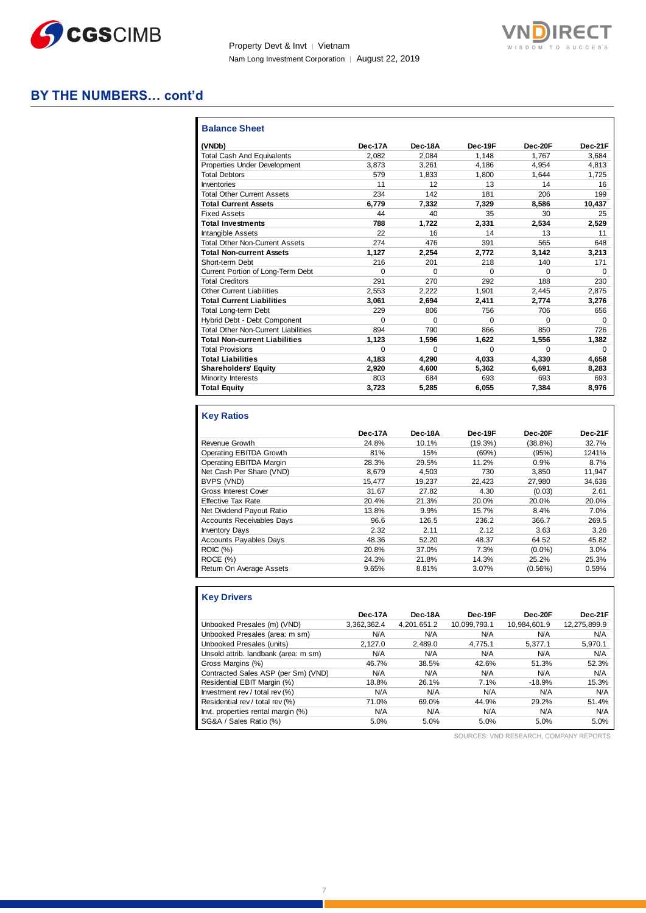## BY THE NUMBERS… cont'd

### Balance Sheet

| (VNDb) | Dec-17A | Dec-18A | Dec-19F | Dec-20F | Dec-21F |
|---|---|---|---|---|---|
| Total Cash And Equivalents | 2,082 | 2,084 | 1,148 | 1,767 | 3,684 |
| Properties Under Development | 3,873 | 3,261 | 4,186 | 4,954 | 4,813 |
| Total Debtors | 579 | 1,833 | 1,800 | 1,644 | 1,725 |
| Inventories | 11 | 12 | 13 | 14 | 16 |
| Total Other Current Assets | 234 | 142 | 181 | 206 | 199 |
| **Total Current Assets** | **6,779** | **7,332** | **7,329** | **8,586** | **10,437** |
| Fixed Assets | 44 | 40 | 35 | 30 | 25 |
| **Total Investments** | **788** | **1,722** | **2,331** | **2,534** | **2,529** |
| Intangible Assets | 22 | 16 | 14 | 13 | 11 |
| Total Other Non-Current Assets | 274 | 476 | 391 | 565 | 648 |
| **Total Non-current Assets** | **1,127** | **2,254** | **2,772** | **3,142** | **3,213** |
| Short-term Debt | 216 | 201 | 218 | 140 | 171 |
| Current Portion of Long-Term Debt | 0 | 0 | 0 | 0 | 0 |
| Total Creditors | 291 | 270 | 292 | 188 | 230 |
| Other Current Liabilities | 2,553 | 2,222 | 1,901 | 2,445 | 2,875 |
| **Total Current Liabilities** | **3,061** | **2,694** | **2,411** | **2,774** | **3,276** |
| Total Long-term Debt | 229 | 806 | 756 | 706 | 656 |
| Hybrid Debt - Debt Component | 0 | 0 | 0 | 0 | 0 |
| Total Other Non-Current Liabilities | 894 | 790 | 866 | 850 | 726 |
| **Total Non-current Liabilities** | **1,123** | **1,596** | **1,622** | **1,556** | **1,382** |
| Total Provisions | 0 | 0 | 0 | 0 | 0 |
| **Total Liabilities** | **4,183** | **4,290** | **4,033** | **4,330** | **4,658** |
| **Shareholders' Equity** | **2,920** | **4,600** | **5,362** | **6,691** | **8,283** |
| Minority Interests | 803 | 684 | 693 | 693 | 693 |
| **Total Equity** | **3,723** | **5,285** | **6,055** | **7,384** | **8,976** |

### Key Ratios

| | Dec-17A | Dec-18A | Dec-19F | Dec-20F | Dec-21F |
|---|---|---|---|---|---|
| Revenue Growth | 24.8% | 10.1% | (19.3%) | (38.8%) | 32.7% |
| Operating EBITDA Growth | 81% | 15% | (69%) | (95%) | 1241% |
| Operating EBITDA Margin | 28.3% | 29.5% | 11.2% | 0.9% | 8.7% |
| Net Cash Per Share (VND) | 8,679 | 4,503 | 730 | 3,850 | 11,947 |
| BVPS (VND) | 15,477 | 19,237 | 22,423 | 27,980 | 34,636 |
| Gross Interest Cover | 31.67 | 27.82 | 4.30 | (0.03) | 2.61 |
| Effective Tax Rate | 20.4% | 21.3% | 20.0% | 20.0% | 20.0% |
| Net Dividend Payout Ratio | 13.8% | 9.9% | 15.7% | 8.4% | 7.0% |
| Accounts Receivables Days | 96.6 | 126.5 | 236.2 | 366.7 | 269.5 |
| Inventory Days | 2.32 | 2.11 | 2.12 | 3.63 | 3.26 |
| Accounts Payables Days | 48.36 | 52.20 | 48.37 | 64.52 | 45.82 |
| ROIC (%) | 20.8% | 37.0% | 7.3% | (0.0%) | 3.0% |
| ROCE (%) | 24.3% | 21.8% | 14.3% | 25.2% | 25.3% |
| Return On Average Assets | 9.65% | 8.81% | 3.07% | (0.56%) | 0.59% |

### Key Drivers

| | Dec-17A | Dec-18A | Dec-19F | Dec-20F | Dec-21F |
|---|---|---|---|---|---|
| Unbooked Presales (m) (VND) | 3,362,362.4 | 4,201,651.2 | 10,099,793.1 | 10,984,601.9 | 12,275,899.9 |
| Unbooked Presales (area: m sm) | N/A | N/A | N/A | N/A | N/A |
| Unbooked Presales (units) | 2,127.0 | 2,489.0 | 4,775.1 | 5,377.1 | 5,970.1 |
| Unsold attrib. landbank (area: m sm) | N/A | N/A | N/A | N/A | N/A |
| Gross Margins (%) | 46.7% | 38.5% | 42.6% | 51.3% | 52.3% |
| Contracted Sales ASP (per Sm) (VND) | N/A | N/A | N/A | N/A | N/A |
| Residential EBIT Margin (%) | 18.8% | 26.1% | 7.1% | -18.9% | 15.3% |
| Investment rev / total rev (%) | N/A | N/A | N/A | N/A | N/A |
| Residential rev / total rev (%) | 71.0% | 69.0% | 44.9% | 29.2% | 51.4% |
| Invt. properties rental margin (%) | N/A | N/A | N/A | N/A | N/A |
| SG&A / Sales Ratio (%) | 5.0% | 5.0% | 5.0% | 5.0% | 5.0% |

SOURCES: VND RESEARCH, COMPANY REPORTS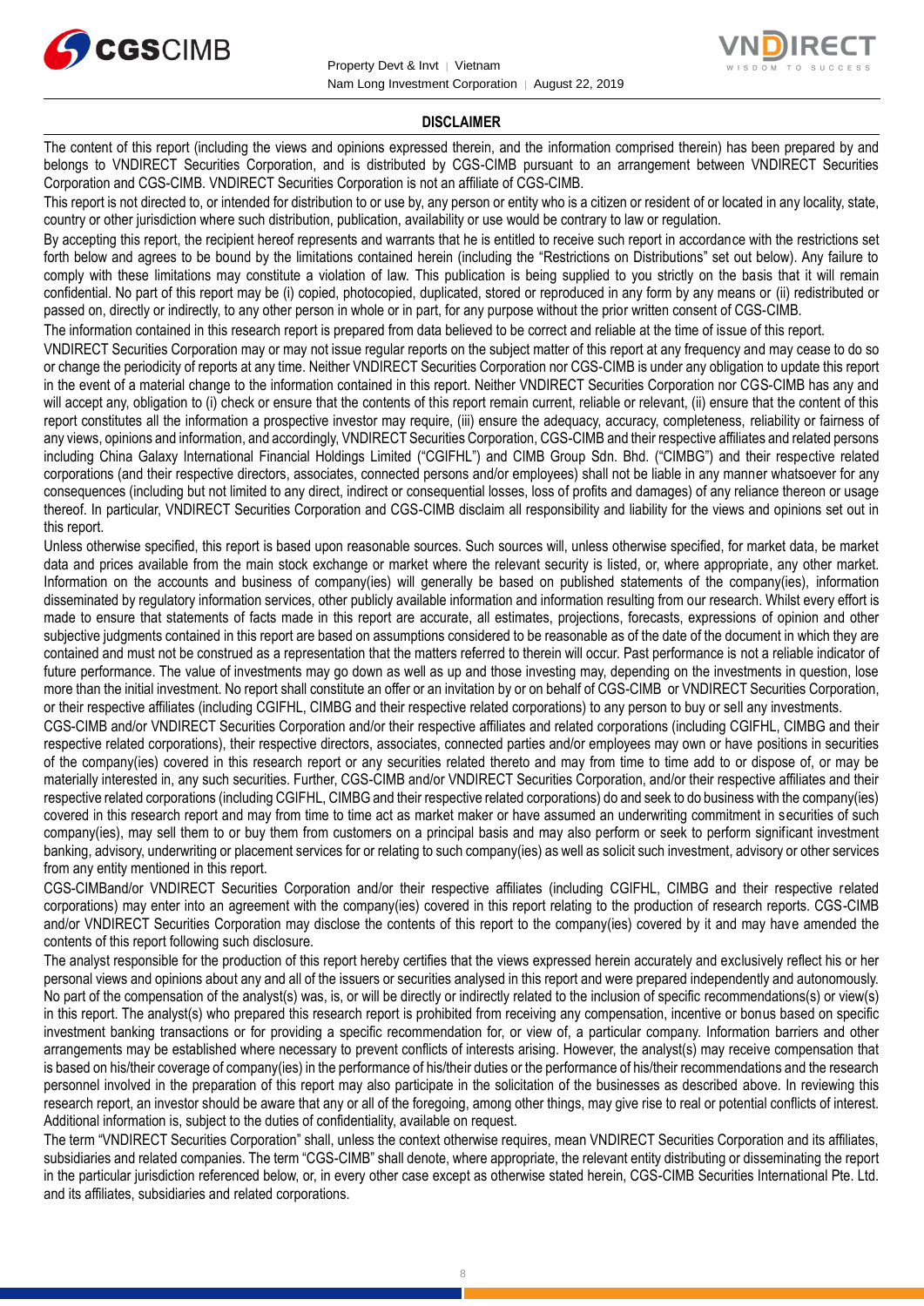## DISCLAIMER

The content of this report (including the views and opinions expressed therein, and the information comprised therein) has been prepared by and belongs to VNDIRECT Securities Corporation, and is distributed by CGS-CIMB pursuant to an arrangement between VNDIRECT Securities Corporation and CGS-CIMB. VNDIRECT Securities Corporation is not an affiliate of CGS-CIMB.

This report is not directed to, or intended for distribution to or use by, any person or entity who is a citizen or resident of or located in any locality, state, country or other jurisdiction where such distribution, publication, availability or use would be contrary to law or regulation.

By accepting this report, the recipient hereof represents and warrants that he is entitled to receive such report in accordance with the restrictions set forth below and agrees to be bound by the limitations contained herein (including the "Restrictions on Distributions" set out below). Any failure to comply with these limitations may constitute a violation of law. This publication is being supplied to you strictly on the basis that it will remain confidential. No part of this report may be (i) copied, photocopied, duplicated, stored or reproduced in any form by any means or (ii) redistributed or passed on, directly or indirectly, to any other person in whole or in part, for any purpose without the prior written consent of CGS-CIMB.

The information contained in this research report is prepared from data believed to be correct and reliable at the time of issue of this report.

VNDIRECT Securities Corporation may or may not issue regular reports on the subject matter of this report at any frequency and may cease to do so or change the periodicity of reports at any time. Neither VNDIRECT Securities Corporation nor CGS-CIMB is under any obligation to update this report in the event of a material change to the information contained in this report. Neither VNDIRECT Securities Corporation nor CGS-CIMB has any and will accept any, obligation to (i) check or ensure that the contents of this report remain current, reliable or relevant, (ii) ensure that the content of this report constitutes all the information a prospective investor may require, (iii) ensure the adequacy, accuracy, completeness, reliability or fairness of any views, opinions and information, and accordingly, VNDIRECT Securities Corporation, CGS-CIMB and their respective affiliates and related persons including China Galaxy International Financial Holdings Limited ("CGIFHL") and CIMB Group Sdn. Bhd. ("CIMBG") and their respective related corporations (and their respective directors, associates, connected persons and/or employees) shall not be liable in any manner whatsoever for any consequences (including but not limited to any direct, indirect or consequential losses, loss of profits and damages) of any reliance thereon or usage thereof. In particular, VNDIRECT Securities Corporation and CGS-CIMB disclaim all responsibility and liability for the views and opinions set out in this report.

Unless otherwise specified, this report is based upon reasonable sources. Such sources will, unless otherwise specified, for market data, be market data and prices available from the main stock exchange or market where the relevant security is listed, or, where appropriate, any other market. Information on the accounts and business of company(ies) will generally be based on published statements of the company(ies), information disseminated by regulatory information services, other publicly available information and information resulting from our research. Whilst every effort is made to ensure that statements of facts made in this report are accurate, all estimates, projections, forecasts, expressions of opinion and other subjective judgments contained in this report are based on assumptions considered to be reasonable as of the date of the document in which they are contained and must not be construed as a representation that the matters referred to therein will occur. Past performance is not a reliable indicator of future performance. The value of investments may go down as well as up and those investing may, depending on the investments in question, lose more than the initial investment. No report shall constitute an offer or an invitation by or on behalf of CGS-CIMB or VNDIRECT Securities Corporation, or their respective affiliates (including CGIFHL, CIMBG and their respective related corporations) to any person to buy or sell any investments.

CGS-CIMB and/or VNDIRECT Securities Corporation and/or their respective affiliates and related corporations (including CGIFHL, CIMBG and their respective related corporations), their respective directors, associates, connected parties and/or employees may own or have positions in securities of the company(ies) covered in this research report or any securities related thereto and may from time to time add to or dispose of, or may be materially interested in, any such securities. Further, CGS-CIMB and/or VNDIRECT Securities Corporation, and/or their respective affiliates and their respective related corporations (including CGIFHL, CIMBG and their respective related corporations) do and seek to do business with the company(ies) covered in this research report and may from time to time act as market maker or have assumed an underwriting commitment in securities of such company(ies), may sell them to or buy them from customers on a principal basis and may also perform or seek to perform significant investment banking, advisory, underwriting or placement services for or relating to such company(ies) as well as solicit such investment, advisory or other services from any entity mentioned in this report.

CGS-CIMBand/or VNDIRECT Securities Corporation and/or their respective affiliates (including CGIFHL, CIMBG and their respective related corporations) may enter into an agreement with the company(ies) covered in this report relating to the production of research reports. CGS-CIMB and/or VNDIRECT Securities Corporation may disclose the contents of this report to the company(ies) covered by it and may have amended the contents of this report following such disclosure.

The analyst responsible for the production of this report hereby certifies that the views expressed herein accurately and exclusively reflect his or her personal views and opinions about any and all of the issuers or securities analysed in this report and were prepared independently and autonomously. No part of the compensation of the analyst(s) was, is, or will be directly or indirectly related to the inclusion of specific recommendations(s) or view(s) in this report. The analyst(s) who prepared this research report is prohibited from receiving any compensation, incentive or bonus based on specific investment banking transactions or for providing a specific recommendation for, or view of, a particular company. Information barriers and other arrangements may be established where necessary to prevent conflicts of interests arising. However, the analyst(s) may receive compensation that is based on his/their coverage of company(ies) in the performance of his/their duties or the performance of his/their recommendations and the research personnel involved in the preparation of this report may also participate in the solicitation of the businesses as described above. In reviewing this research report, an investor should be aware that any or all of the foregoing, among other things, may give rise to real or potential conflicts of interest. Additional information is, subject to the duties of confidentiality, available on request.

The term "VNDIRECT Securities Corporation" shall, unless the context otherwise requires, mean VNDIRECT Securities Corporation and its affiliates, subsidiaries and related companies. The term "CGS-CIMB" shall denote, where appropriate, the relevant entity distributing or disseminating the report in the particular jurisdiction referenced below, or, in every other case except as otherwise stated herein, CGS-CIMB Securities International Pte. Ltd. and its affiliates, subsidiaries and related corporations.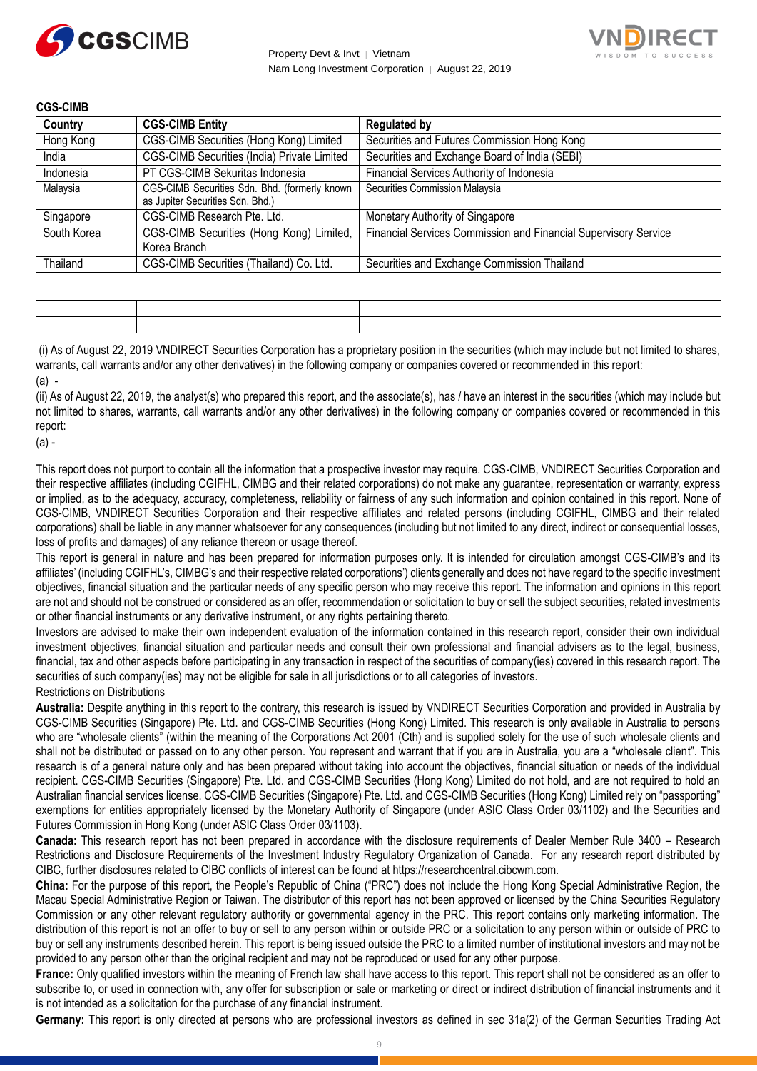**CGS-CIMB**

| Country | CGS-CIMB Entity | Regulated by |
| --- | --- | --- |
| Hong Kong | CGS-CIMB Securities (Hong Kong) Limited | Securities and Futures Commission Hong Kong |
| India | CGS-CIMB Securities (India) Private Limited | Securities and Exchange Board of India (SEBI) |
| Indonesia | PT CGS-CIMB Sekuritas Indonesia | Financial Services Authority of Indonesia |
| Malaysia | CGS-CIMB Securities Sdn. Bhd. (formerly known as Jupiter Securities Sdn. Bhd.) | Securities Commission Malaysia |
| Singapore | CGS-CIMB Research Pte. Ltd. | Monetary Authority of Singapore |
| South Korea | CGS-CIMB Securities (Hong Kong) Limited, Korea Branch | Financial Services Commission and Financial Supervisory Service |
| Thailand | CGS-CIMB Securities (Thailand) Co. Ltd. | Securities and Exchange Commission Thailand |

(i) As of August 22, 2019 VNDIRECT Securities Corporation has a proprietary position in the securities (which may include but not limited to shares, warrants, call warrants and/or any other derivatives) in the following company or companies covered or recommended in this report:

(a) -

(ii) As of August 22, 2019, the analyst(s) who prepared this report, and the associate(s), has / have an interest in the securities (which may include but not limited to shares, warrants, call warrants and/or any other derivatives) in the following company or companies covered or recommended in this report:

(a) -

This report does not purport to contain all the information that a prospective investor may require. CGS-CIMB, VNDIRECT Securities Corporation and their respective affiliates (including CGIFHL, CIMBG and their related corporations) do not make any guarantee, representation or warranty, express or implied, as to the adequacy, accuracy, completeness, reliability or fairness of any such information and opinion contained in this report. None of CGS-CIMB, VNDIRECT Securities Corporation and their respective affiliates and related persons (including CGIFHL, CIMBG and their related corporations) shall be liable in any manner whatsoever for any consequences (including but not limited to any direct, indirect or consequential losses, loss of profits and damages) of any reliance thereon or usage thereof.

This report is general in nature and has been prepared for information purposes only. It is intended for circulation amongst CGS-CIMB's and its affiliates' (including CGIFHL's, CIMBG's and their respective related corporations') clients generally and does not have regard to the specific investment objectives, financial situation and the particular needs of any specific person who may receive this report. The information and opinions in this report are not and should not be construed or considered as an offer, recommendation or solicitation to buy or sell the subject securities, related investments or other financial instruments or any derivative instrument, or any rights pertaining thereto.

Investors are advised to make their own independent evaluation of the information contained in this research report, consider their own individual investment objectives, financial situation and particular needs and consult their own professional and financial advisers as to the legal, business, financial, tax and other aspects before participating in any transaction in respect of the securities of company(ies) covered in this research report. The securities of such company(ies) may not be eligible for sale in all jurisdictions or to all categories of investors.

Restrictions on Distributions

**Australia:** Despite anything in this report to the contrary, this research is issued by VNDIRECT Securities Corporation and provided in Australia by CGS-CIMB Securities (Singapore) Pte. Ltd. and CGS-CIMB Securities (Hong Kong) Limited. This research is only available in Australia to persons who are "wholesale clients" (within the meaning of the Corporations Act 2001 (Cth) and is supplied solely for the use of such wholesale clients and shall not be distributed or passed on to any other person. You represent and warrant that if you are in Australia, you are a "wholesale client". This research is of a general nature only and has been prepared without taking into account the objectives, financial situation or needs of the individual recipient. CGS-CIMB Securities (Singapore) Pte. Ltd. and CGS-CIMB Securities (Hong Kong) Limited do not hold, and are not required to hold an Australian financial services license. CGS-CIMB Securities (Singapore) Pte. Ltd. and CGS-CIMB Securities (Hong Kong) Limited rely on "passporting" exemptions for entities appropriately licensed by the Monetary Authority of Singapore (under ASIC Class Order 03/1102) and the Securities and Futures Commission in Hong Kong (under ASIC Class Order 03/1103).

**Canada:** This research report has not been prepared in accordance with the disclosure requirements of Dealer Member Rule 3400 – Research Restrictions and Disclosure Requirements of the Investment Industry Regulatory Organization of Canada. For any research report distributed by CIBC, further disclosures related to CIBC conflicts of interest can be found at https://researchcentral.cibcwm.com.

**China:** For the purpose of this report, the People's Republic of China ("PRC") does not include the Hong Kong Special Administrative Region, the Macau Special Administrative Region or Taiwan. The distributor of this report has not been approved or licensed by the China Securities Regulatory Commission or any other relevant regulatory authority or governmental agency in the PRC. This report contains only marketing information. The distribution of this report is not an offer to buy or sell to any person within or outside PRC or a solicitation to any person within or outside of PRC to buy or sell any instruments described herein. This report is being issued outside the PRC to a limited number of institutional investors and may not be provided to any person other than the original recipient and may not be reproduced or used for any other purpose.

**France:** Only qualified investors within the meaning of French law shall have access to this report. This report shall not be considered as an offer to subscribe to, or used in connection with, any offer for subscription or sale or marketing or direct or indirect distribution of financial instruments and it is not intended as a solicitation for the purchase of any financial instrument.

**Germany:** This report is only directed at persons who are professional investors as defined in sec 31a(2) of the German Securities Trading Act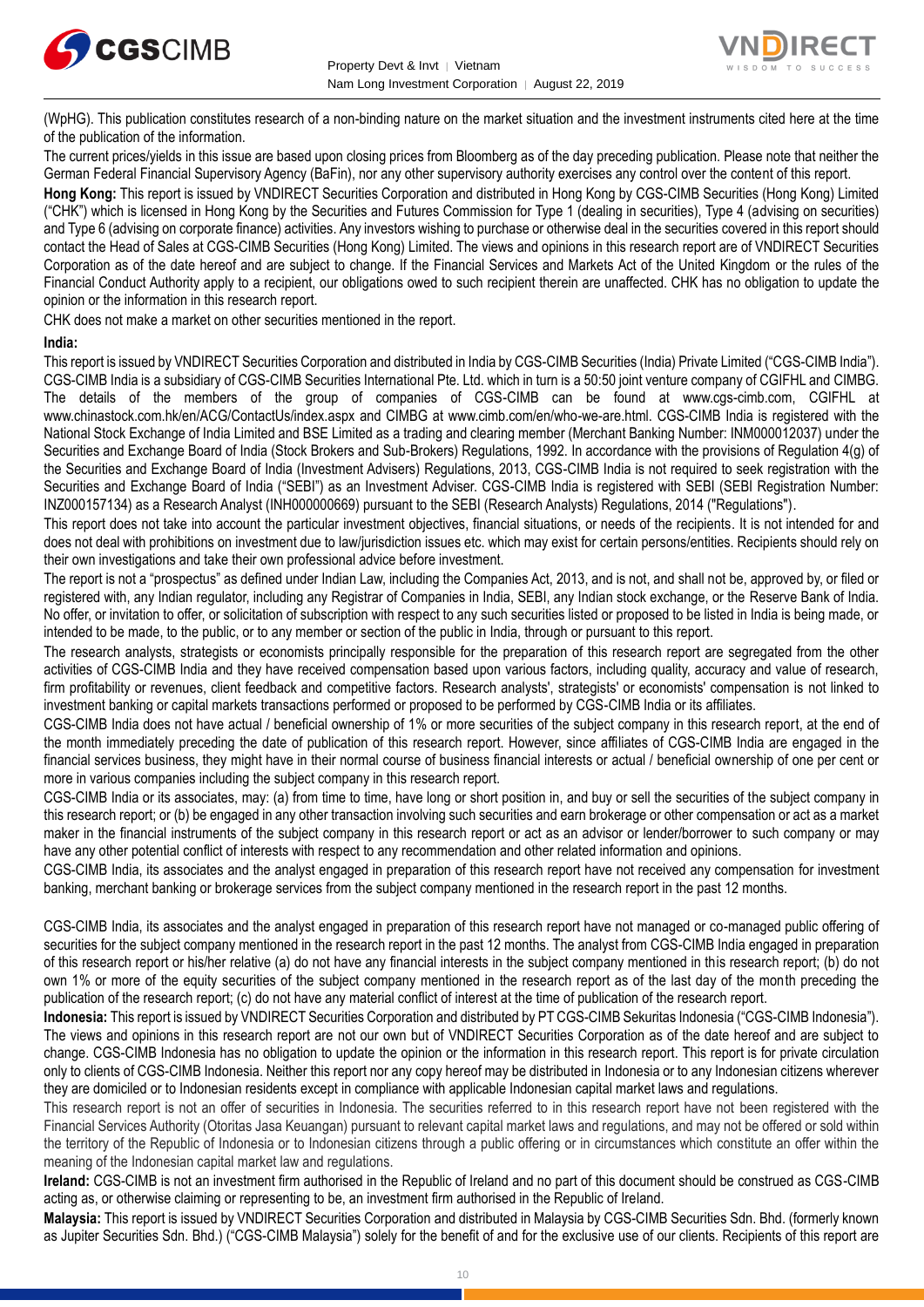(WpHG). This publication constitutes research of a non-binding nature on the market situation and the investment instruments cited here at the time of the publication of the information.

The current prices/yields in this issue are based upon closing prices from Bloomberg as of the day preceding publication. Please note that neither the German Federal Financial Supervisory Agency (BaFin), nor any other supervisory authority exercises any control over the content of this report.

**Hong Kong:** This report is issued by VNDIRECT Securities Corporation and distributed in Hong Kong by CGS-CIMB Securities (Hong Kong) Limited ("CHK") which is licensed in Hong Kong by the Securities and Futures Commission for Type 1 (dealing in securities), Type 4 (advising on securities) and Type 6 (advising on corporate finance) activities. Any investors wishing to purchase or otherwise deal in the securities covered in this report should contact the Head of Sales at CGS-CIMB Securities (Hong Kong) Limited. The views and opinions in this research report are of VNDIRECT Securities Corporation as of the date hereof and are subject to change. If the Financial Services and Markets Act of the United Kingdom or the rules of the Financial Conduct Authority apply to a recipient, our obligations owed to such recipient therein are unaffected. CHK has no obligation to update the opinion or the information in this research report.

CHK does not make a market on other securities mentioned in the report.

**India:**

This report is issued by VNDIRECT Securities Corporation and distributed in India by CGS-CIMB Securities (India) Private Limited ("CGS-CIMB India"). CGS-CIMB India is a subsidiary of CGS-CIMB Securities International Pte. Ltd. which in turn is a 50:50 joint venture company of CGIFHL and CIMBG. The details of the members of the group of companies of CGS-CIMB can be found at www.cgs-cimb.com, CGIFHL at www.chinastock.com.hk/en/ACG/ContactUs/index.aspx and CIMBG at www.cimb.com/en/who-we-are.html. CGS-CIMB India is registered with the National Stock Exchange of India Limited and BSE Limited as a trading and clearing member (Merchant Banking Number: INM000012037) under the Securities and Exchange Board of India (Stock Brokers and Sub-Brokers) Regulations, 1992. In accordance with the provisions of Regulation 4(g) of the Securities and Exchange Board of India (Investment Advisers) Regulations, 2013, CGS-CIMB India is not required to seek registration with the Securities and Exchange Board of India ("SEBI") as an Investment Adviser. CGS-CIMB India is registered with SEBI (SEBI Registration Number: INZ000157134) as a Research Analyst (INH000000669) pursuant to the SEBI (Research Analysts) Regulations, 2014 ("Regulations").

This report does not take into account the particular investment objectives, financial situations, or needs of the recipients. It is not intended for and does not deal with prohibitions on investment due to law/jurisdiction issues etc. which may exist for certain persons/entities. Recipients should rely on their own investigations and take their own professional advice before investment.

The report is not a "prospectus" as defined under Indian Law, including the Companies Act, 2013, and is not, and shall not be, approved by, or filed or registered with, any Indian regulator, including any Registrar of Companies in India, SEBI, any Indian stock exchange, or the Reserve Bank of India. No offer, or invitation to offer, or solicitation of subscription with respect to any such securities listed or proposed to be listed in India is being made, or intended to be made, to the public, or to any member or section of the public in India, through or pursuant to this report.

The research analysts, strategists or economists principally responsible for the preparation of this research report are segregated from the other activities of CGS-CIMB India and they have received compensation based upon various factors, including quality, accuracy and value of research, firm profitability or revenues, client feedback and competitive factors. Research analysts', strategists' or economists' compensation is not linked to investment banking or capital markets transactions performed or proposed to be performed by CGS-CIMB India or its affiliates.

CGS-CIMB India does not have actual / beneficial ownership of 1% or more securities of the subject company in this research report, at the end of the month immediately preceding the date of publication of this research report. However, since affiliates of CGS-CIMB India are engaged in the financial services business, they might have in their normal course of business financial interests or actual / beneficial ownership of one per cent or more in various companies including the subject company in this research report.

CGS-CIMB India or its associates, may: (a) from time to time, have long or short position in, and buy or sell the securities of the subject company in this research report; or (b) be engaged in any other transaction involving such securities and earn brokerage or other compensation or act as a market maker in the financial instruments of the subject company in this research report or act as an advisor or lender/borrower to such company or may have any other potential conflict of interests with respect to any recommendation and other related information and opinions.

CGS-CIMB India, its associates and the analyst engaged in preparation of this research report have not received any compensation for investment banking, merchant banking or brokerage services from the subject company mentioned in the research report in the past 12 months.

CGS-CIMB India, its associates and the analyst engaged in preparation of this research report have not managed or co-managed public offering of securities for the subject company mentioned in the research report in the past 12 months. The analyst from CGS-CIMB India engaged in preparation of this research report or his/her relative (a) do not have any financial interests in the subject company mentioned in this research report; (b) do not own 1% or more of the equity securities of the subject company mentioned in the research report as of the last day of the month preceding the publication of the research report; (c) do not have any material conflict of interest at the time of publication of the research report.

**Indonesia:** This report is issued by VNDIRECT Securities Corporation and distributed by PT CGS-CIMB Sekuritas Indonesia ("CGS-CIMB Indonesia"). The views and opinions in this research report are not our own but of VNDIRECT Securities Corporation as of the date hereof and are subject to change. CGS-CIMB Indonesia has no obligation to update the opinion or the information in this research report. This report is for private circulation only to clients of CGS-CIMB Indonesia. Neither this report nor any copy hereof may be distributed in Indonesia or to any Indonesian citizens wherever they are domiciled or to Indonesian residents except in compliance with applicable Indonesian capital market laws and regulations.

This research report is not an offer of securities in Indonesia. The securities referred to in this research report have not been registered with the Financial Services Authority (Otoritas Jasa Keuangan) pursuant to relevant capital market laws and regulations, and may not be offered or sold within the territory of the Republic of Indonesia or to Indonesian citizens through a public offering or in circumstances which constitute an offer within the meaning of the Indonesian capital market law and regulations.

**Ireland:** CGS-CIMB is not an investment firm authorised in the Republic of Ireland and no part of this document should be construed as CGS-CIMB acting as, or otherwise claiming or representing to be, an investment firm authorised in the Republic of Ireland.

**Malaysia:** This report is issued by VNDIRECT Securities Corporation and distributed in Malaysia by CGS-CIMB Securities Sdn. Bhd. (formerly known as Jupiter Securities Sdn. Bhd.) ("CGS-CIMB Malaysia") solely for the benefit of and for the exclusive use of our clients. Recipients of this report are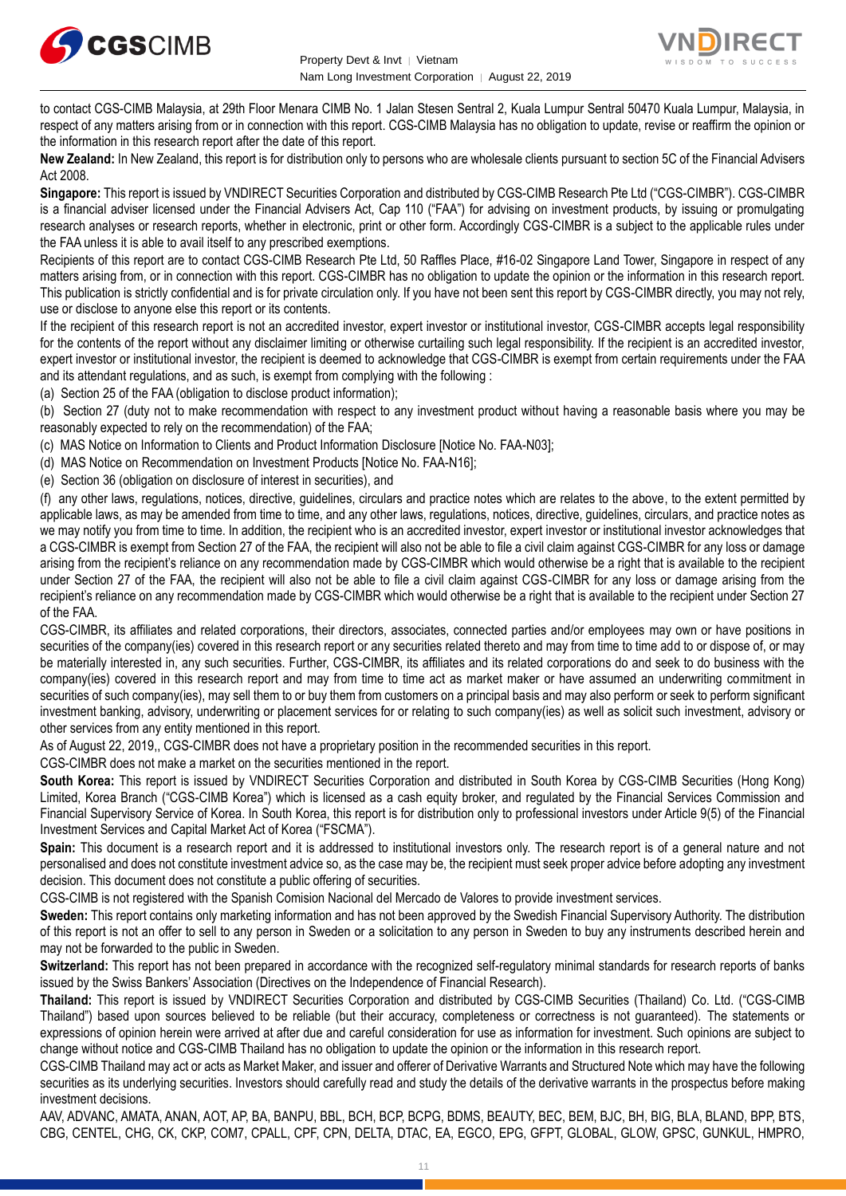to contact CGS-CIMB Malaysia, at 29th Floor Menara CIMB No. 1 Jalan Stesen Sentral 2, Kuala Lumpur Sentral 50470 Kuala Lumpur, Malaysia, in respect of any matters arising from or in connection with this report. CGS-CIMB Malaysia has no obligation to update, revise or reaffirm the opinion or the information in this research report after the date of this report.

**New Zealand:** In New Zealand, this report is for distribution only to persons who are wholesale clients pursuant to section 5C of the Financial Advisers Act 2008.

**Singapore:** This report is issued by VNDIRECT Securities Corporation and distributed by CGS-CIMB Research Pte Ltd ("CGS-CIMBR"). CGS-CIMBR is a financial adviser licensed under the Financial Advisers Act, Cap 110 ("FAA") for advising on investment products, by issuing or promulgating research analyses or research reports, whether in electronic, print or other form. Accordingly CGS-CIMBR is a subject to the applicable rules under the FAA unless it is able to avail itself to any prescribed exemptions.

Recipients of this report are to contact CGS-CIMB Research Pte Ltd, 50 Raffles Place, #16-02 Singapore Land Tower, Singapore in respect of any matters arising from, or in connection with this report. CGS-CIMBR has no obligation to update the opinion or the information in this research report. This publication is strictly confidential and is for private circulation only. If you have not been sent this report by CGS-CIMBR directly, you may not rely, use or disclose to anyone else this report or its contents.

If the recipient of this research report is not an accredited investor, expert investor or institutional investor, CGS-CIMBR accepts legal responsibility for the contents of the report without any disclaimer limiting or otherwise curtailing such legal responsibility. If the recipient is an accredited investor, expert investor or institutional investor, the recipient is deemed to acknowledge that CGS-CIMBR is exempt from certain requirements under the FAA and its attendant regulations, and as such, is exempt from complying with the following :

(a) Section 25 of the FAA (obligation to disclose product information);

(b) Section 27 (duty not to make recommendation with respect to any investment product without having a reasonable basis where you may be reasonably expected to rely on the recommendation) of the FAA;

(c) MAS Notice on Information to Clients and Product Information Disclosure [Notice No. FAA-N03];

(d) MAS Notice on Recommendation on Investment Products [Notice No. FAA-N16];

(e) Section 36 (obligation on disclosure of interest in securities), and

(f) any other laws, regulations, notices, directive, guidelines, circulars and practice notes which are relates to the above, to the extent permitted by applicable laws, as may be amended from time to time, and any other laws, regulations, notices, directive, guidelines, circulars, and practice notes as we may notify you from time to time. In addition, the recipient who is an accredited investor, expert investor or institutional investor acknowledges that a CGS-CIMBR is exempt from Section 27 of the FAA, the recipient will also not be able to file a civil claim against CGS-CIMBR for any loss or damage arising from the recipient's reliance on any recommendation made by CGS-CIMBR which would otherwise be a right that is available to the recipient under Section 27 of the FAA, the recipient will also not be able to file a civil claim against CGS-CIMBR for any loss or damage arising from the recipient's reliance on any recommendation made by CGS-CIMBR which would otherwise be a right that is available to the recipient under Section 27 of the FAA.

CGS-CIMBR, its affiliates and related corporations, their directors, associates, connected parties and/or employees may own or have positions in securities of the company(ies) covered in this research report or any securities related thereto and may from time to time add to or dispose of, or may be materially interested in, any such securities. Further, CGS-CIMBR, its affiliates and its related corporations do and seek to do business with the company(ies) covered in this research report and may from time to time act as market maker or have assumed an underwriting commitment in securities of such company(ies), may sell them to or buy them from customers on a principal basis and may also perform or seek to perform significant investment banking, advisory, underwriting or placement services for or relating to such company(ies) as well as solicit such investment, advisory or other services from any entity mentioned in this report.

As of August 22, 2019,, CGS-CIMBR does not have a proprietary position in the recommended securities in this report.

CGS-CIMBR does not make a market on the securities mentioned in the report.

**South Korea:** This report is issued by VNDIRECT Securities Corporation and distributed in South Korea by CGS-CIMB Securities (Hong Kong) Limited, Korea Branch ("CGS-CIMB Korea") which is licensed as a cash equity broker, and regulated by the Financial Services Commission and Financial Supervisory Service of Korea. In South Korea, this report is for distribution only to professional investors under Article 9(5) of the Financial Investment Services and Capital Market Act of Korea ("FSCMA").

**Spain:** This document is a research report and it is addressed to institutional investors only. The research report is of a general nature and not personalised and does not constitute investment advice so, as the case may be, the recipient must seek proper advice before adopting any investment decision. This document does not constitute a public offering of securities.

CGS-CIMB is not registered with the Spanish Comision Nacional del Mercado de Valores to provide investment services.

**Sweden:** This report contains only marketing information and has not been approved by the Swedish Financial Supervisory Authority. The distribution of this report is not an offer to sell to any person in Sweden or a solicitation to any person in Sweden to buy any instruments described herein and may not be forwarded to the public in Sweden.

**Switzerland:** This report has not been prepared in accordance with the recognized self-regulatory minimal standards for research reports of banks issued by the Swiss Bankers' Association (Directives on the Independence of Financial Research).

**Thailand:** This report is issued by VNDIRECT Securities Corporation and distributed by CGS-CIMB Securities (Thailand) Co. Ltd. ("CGS-CIMB Thailand") based upon sources believed to be reliable (but their accuracy, completeness or correctness is not guaranteed). The statements or expressions of opinion herein were arrived at after due and careful consideration for use as information for investment. Such opinions are subject to change without notice and CGS-CIMB Thailand has no obligation to update the opinion or the information in this research report.

CGS-CIMB Thailand may act or acts as Market Maker, and issuer and offerer of Derivative Warrants and Structured Note which may have the following securities as its underlying securities. Investors should carefully read and study the details of the derivative warrants in the prospectus before making investment decisions.

AAV, ADVANC, AMATA, ANAN, AOT, AP, BA, BANPU, BBL, BCH, BCP, BCPG, BDMS, BEAUTY, BEC, BEM, BJC, BH, BIG, BLA, BLAND, BPP, BTS, CBG, CENTEL, CHG, CK, CKP, COM7, CPALL, CPF, CPN, DELTA, DTAC, EA, EGCO, EPG, GFPT, GLOBAL, GLOW, GPSC, GUNKUL, HMPRO,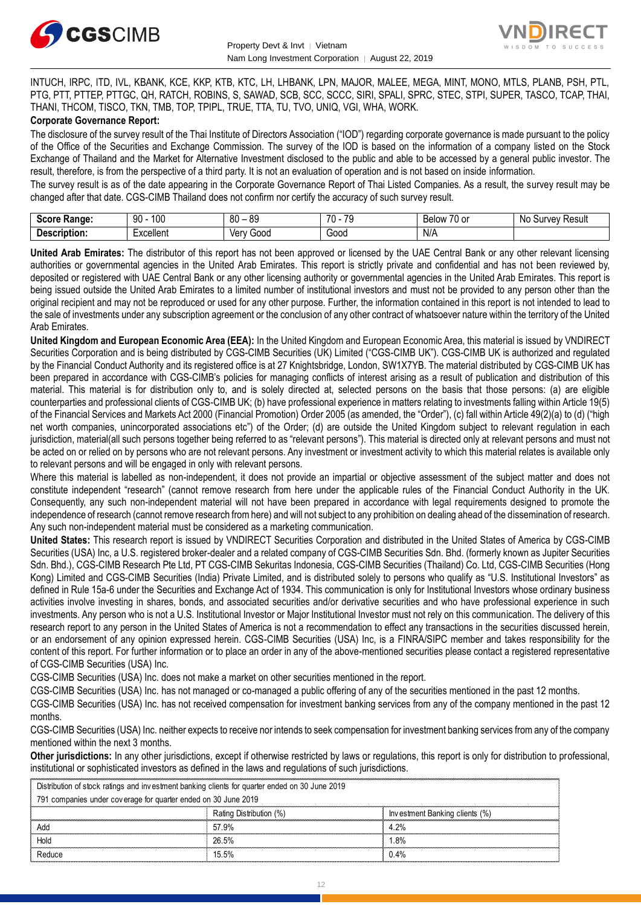INTUCH, IRPC, ITD, IVL, KBANK, KCE, KKP, KTB, KTC, LH, LHBANK, LPN, MAJOR, MALEE, MEGA, MINT, MONO, MTLS, PLANB, PSH, PTL, PTG, PTT, PTTEP, PTTGC, QH, RATCH, ROBINS, S, SAWAD, SCB, SCC, SCCC, SIRI, SPALI, SPRC, STEC, STPI, SUPER, TASCO, TCAP, THAI, THANI, THCOM, TISCO, TKN, TMB, TOP, TPIPL, TRUE, TTA, TU, TVO, UNIQ, VGI, WHA, WORK.

**Corporate Governance Report:**

The disclosure of the survey result of the Thai Institute of Directors Association ("IOD") regarding corporate governance is made pursuant to the policy of the Office of the Securities and Exchange Commission. The survey of the IOD is based on the information of a company listed on the Stock Exchange of Thailand and the Market for Alternative Investment disclosed to the public and able to be accessed by a general public investor. The result, therefore, is from the perspective of a third party. It is not an evaluation of operation and is not based on inside information.

The survey result is as of the date appearing in the Corporate Governance Report of Thai Listed Companies. As a result, the survey result may be changed after that date. CGS-CIMB Thailand does not confirm nor certify the accuracy of such survey result.

| **Score Range:** | 90 - 100 | 80 – 89 | 70 - 79 | Below 70 or | No Survey Result |
|---|---|---|---|---|---|
| **Description:** | Excellent | Very Good | Good | N/A | |

**United Arab Emirates:** The distributor of this report has not been approved or licensed by the UAE Central Bank or any other relevant licensing authorities or governmental agencies in the United Arab Emirates. This report is strictly private and confidential and has not been reviewed by, deposited or registered with UAE Central Bank or any other licensing authority or governmental agencies in the United Arab Emirates. This report is being issued outside the United Arab Emirates to a limited number of institutional investors and must not be provided to any person other than the original recipient and may not be reproduced or used for any other purpose. Further, the information contained in this report is not intended to lead to the sale of investments under any subscription agreement or the conclusion of any other contract of whatsoever nature within the territory of the United Arab Emirates.

**United Kingdom and European Economic Area (EEA):** In the United Kingdom and European Economic Area, this material is issued by VNDIRECT Securities Corporation and is being distributed by CGS-CIMB Securities (UK) Limited ("CGS-CIMB UK"). CGS-CIMB UK is authorized and regulated by the Financial Conduct Authority and its registered office is at 27 Knightsbridge, London, SW1X7YB. The material distributed by CGS-CIMB UK has been prepared in accordance with CGS-CIMB's policies for managing conflicts of interest arising as a result of publication and distribution of this material. This material is for distribution only to, and is solely directed at, selected persons on the basis that those persons: (a) are eligible counterparties and professional clients of CGS-CIMB UK; (b) have professional experience in matters relating to investments falling within Article 19(5) of the Financial Services and Markets Act 2000 (Financial Promotion) Order 2005 (as amended, the "Order"), (c) fall within Article 49(2)(a) to (d) ("high net worth companies, unincorporated associations etc") of the Order; (d) are outside the United Kingdom subject to relevant regulation in each jurisdiction, material(all such persons together being referred to as "relevant persons"). This material is directed only at relevant persons and must not be acted on or relied on by persons who are not relevant persons. Any investment or investment activity to which this material relates is available only to relevant persons and will be engaged in only with relevant persons.

Where this material is labelled as non-independent, it does not provide an impartial or objective assessment of the subject matter and does not constitute independent "research" (cannot remove research from here under the applicable rules of the Financial Conduct Authority in the UK. Consequently, any such non-independent material will not have been prepared in accordance with legal requirements designed to promote the independence of research (cannot remove research from here) and will not subject to any prohibition on dealing ahead of the dissemination of research. Any such non-independent material must be considered as a marketing communication.

**United States:** This research report is issued by VNDIRECT Securities Corporation and distributed in the United States of America by CGS-CIMB Securities (USA) Inc, a U.S. registered broker-dealer and a related company of CGS-CIMB Securities Sdn. Bhd. (formerly known as Jupiter Securities Sdn. Bhd.), CGS-CIMB Research Pte Ltd, PT CGS-CIMB Sekuritas Indonesia, CGS-CIMB Securities (Thailand) Co. Ltd, CGS-CIMB Securities (Hong Kong) Limited and CGS-CIMB Securities (India) Private Limited, and is distributed solely to persons who qualify as "U.S. Institutional Investors" as defined in Rule 15a-6 under the Securities and Exchange Act of 1934. This communication is only for Institutional Investors whose ordinary business activities involve investing in shares, bonds, and associated securities and/or derivative securities and who have professional experience in such investments. Any person who is not a U.S. Institutional Investor or Major Institutional Investor must not rely on this communication. The delivery of this research report to any person in the United States of America is not a recommendation to effect any transactions in the securities discussed herein, or an endorsement of any opinion expressed herein. CGS-CIMB Securities (USA) Inc, is a FINRA/SIPC member and takes responsibility for the content of this report. For further information or to place an order in any of the above-mentioned securities please contact a registered representative of CGS-CIMB Securities (USA) Inc.

CGS-CIMB Securities (USA) Inc. does not make a market on other securities mentioned in the report.

CGS-CIMB Securities (USA) Inc. has not managed or co-managed a public offering of any of the securities mentioned in the past 12 months.

CGS-CIMB Securities (USA) Inc. has not received compensation for investment banking services from any of the company mentioned in the past 12 months.

CGS-CIMB Securities (USA) Inc. neither expects to receive nor intends to seek compensation for investment banking services from any of the company mentioned within the next 3 months.

**Other jurisdictions:** In any other jurisdictions, except if otherwise restricted by laws or regulations, this report is only for distribution to professional, institutional or sophisticated investors as defined in the laws and regulations of such jurisdictions.

| Distribution of stock ratings and investment banking clients for quarter ended on 30 June 2019 | | |
|---|---|---|
| 791 companies under coverage for quarter ended on 30 June 2019 | | |
| | Rating Distribution (%) | Investment Banking clients (%) |
| Add | 57.9% | 4.2% |
| Hold | 26.5% | 1.8% |
| Reduce | 15.5% | 0.4% |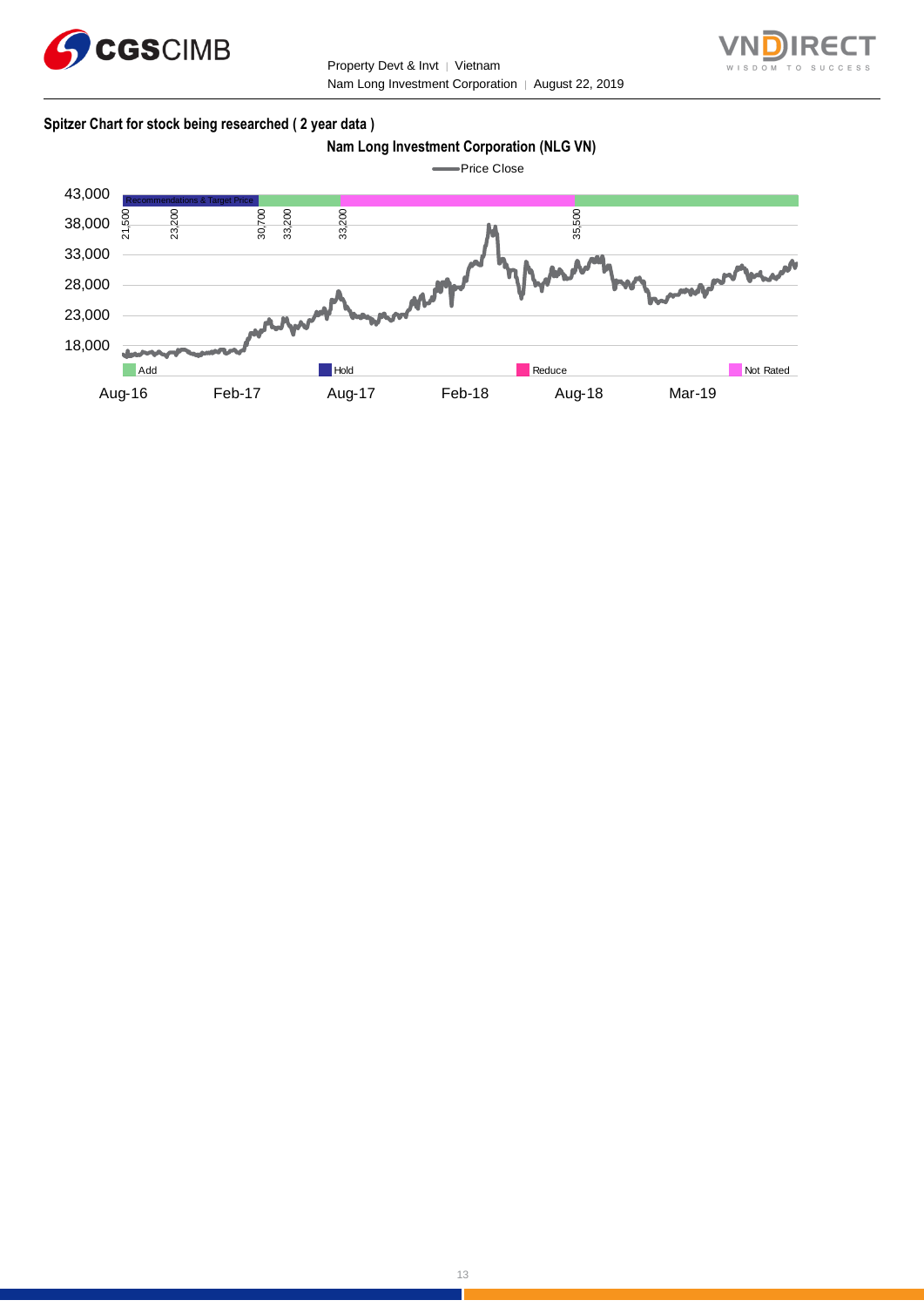**Spitzer Chart for stock being researched ( 2 year data )**

Nam Long Investment Corporation (NLG VN)

Price Close

43,000
38,000
33,000
28,000
23,000
18,000

Recommendations & Target Price

21,500 23,200 30,700 33,200 33,200 35,500

Add | Hold | Reduce | Not Rated

Aug-16 Feb-17 Aug-17 Feb-18 Aug-18 Mar-19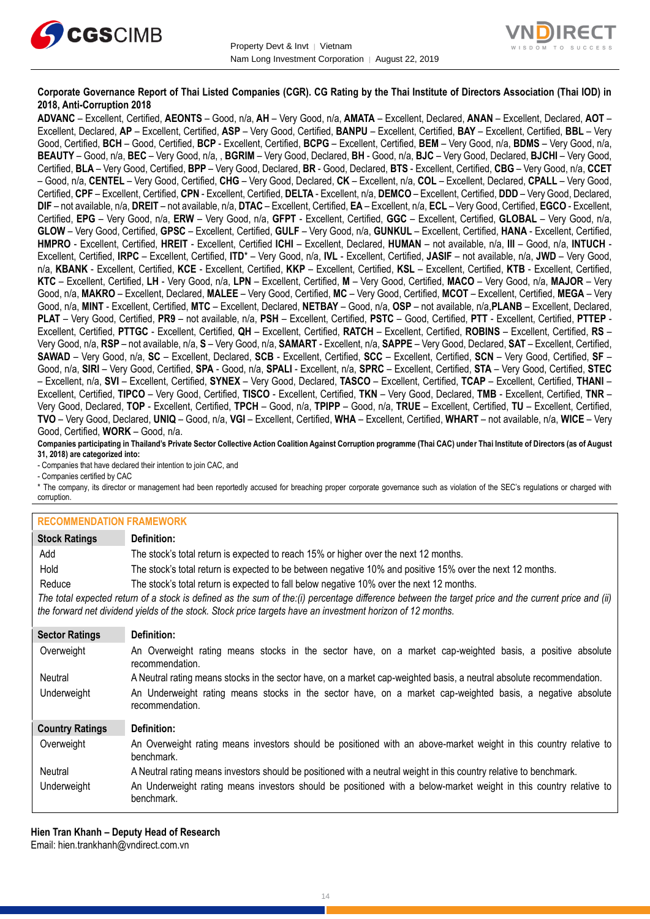**Corporate Governance Report of Thai Listed Companies (CGR). CG Rating by the Thai Institute of Directors Association (Thai IOD) in 2018, Anti-Corruption 2018**

**ADVANC** – Excellent, Certified, **AEONTS** – Good, n/a, **AH** – Very Good, n/a, **AMATA** – Excellent, Declared, **ANAN** – Excellent, Declared, **AOT** – Excellent, Declared, **AP** – Excellent, Certified, **ASP** – Very Good, Certified, **BANPU** – Excellent, Certified, **BAY** – Excellent, Certified, **BBL** – Very Good, Certified, **BCH** – Good, Certified, **BCP** - Excellent, Certified, **BCPG** – Excellent, Certified, **BEM** – Very Good, n/a, **BDMS** – Very Good, n/a, **BEAUTY** – Good, n/a, **BEC** – Very Good, n/a, , **BGRIM** – Very Good, Declared, **BH** - Good, n/a, **BJC** – Very Good, Declared, **BJCHI** – Very Good, Certified, **BLA** – Very Good, Certified, **BPP** – Very Good, Declared, **BR** - Good, Declared, **BTS** - Excellent, Certified, **CBG** – Very Good, n/a, **CCET** – Good, n/a, **CENTEL** – Very Good, Certified, **CHG** – Very Good, Declared, **CK** – Excellent, n/a, **COL** – Excellent, Declared, **CPALL** – Very Good, Certified, **CPF** – Excellent, Certified, **CPN** - Excellent, Certified, **DELTA** - Excellent, n/a, **DEMCO** – Excellent, Certified, **DDD** – Very Good, Declared, **DIF** – not available, n/a, **DREIT** – not available, n/a, **DTAC** – Excellent, Certified, **EA** – Excellent, n/a, **ECL** – Very Good, Certified, **EGCO** - Excellent, Certified, **EPG** – Very Good, n/a, **ERW** – Very Good, n/a, **GFPT** - Excellent, Certified, **GGC** – Excellent, Certified, **GLOBAL** – Very Good, n/a, **GLOW** – Very Good, Certified, **GPSC** – Excellent, Certified, **GULF** – Very Good, n/a, **GUNKUL** – Excellent, Certified, **HANA** - Excellent, Certified, **HMPRO** - Excellent, Certified, **HREIT** - Excellent, Certified **ICHI** – Excellent, Declared, **HUMAN** – not available, n/a, **III** – Good, n/a, **INTUCH** - Excellent, Certified, **IRPC** – Excellent, Certified, **ITD*** – Very Good, n/a, **IVL** - Excellent, Certified, **JASIF** – not available, n/a, **JWD** – Very Good, n/a, **KBANK** - Excellent, Certified, **KCE** - Excellent, Certified, **KKP** – Excellent, Certified, **KSL** – Excellent, Certified, **KTB** - Excellent, Certified, **KTC** – Excellent, Certified, **LH** - Very Good, n/a, **LPN** – Excellent, Certified, **M** – Very Good, Certified, **MACO** – Very Good, n/a, **MAJOR** – Very Good, n/a, **MAKRO** – Excellent, Declared, **MALEE** – Very Good, Certified, **MC** – Very Good, Certified, **MCOT** – Excellent, Certified, **MEGA** – Very Good, n/a, **MINT** - Excellent, Certified, **MTC** – Excellent, Declared, **NETBAY** – Good, n/a, **OSP** – not available, n/a,**PLANB** – Excellent, Declared, **PLAT** – Very Good, Certified, **PR9** – not available, n/a, **PSH** – Excellent, Certified, **PSTC** – Good, Certified, **PTT** - Excellent, Certified, **PTTEP** - Excellent, Certified, **PTTGC** - Excellent, Certified, **QH** – Excellent, Certified, **RATCH** – Excellent, Certified, **ROBINS** – Excellent, Certified, **RS** – Very Good, n/a, **RSP** – not available, n/a, **S** – Very Good, n/a, **SAMART** - Excellent, n/a, **SAPPE** – Very Good, Declared, **SAT** – Excellent, Certified, **SAWAD** – Very Good, n/a, **SC** – Excellent, Declared, **SCB** - Excellent, Certified, **SCC** – Excellent, Certified, **SCN** – Very Good, Certified, **SF** – Good, n/a, **SIRI** – Very Good, Certified, **SPA** - Good, n/a, **SPALI** - Excellent, n/a, **SPRC** – Excellent, Certified, **STA** – Very Good, Certified, **STEC** – Excellent, n/a, **SVI** – Excellent, Certified, **SYNEX** – Very Good, Declared, **TASCO** – Excellent, Certified, **TCAP** – Excellent, Certified, **THANI** – Excellent, Certified, **TIPCO** – Very Good, Certified, **TISCO** - Excellent, Certified, **TKN** – Very Good, Declared, **TMB** - Excellent, Certified, **TNR** – Very Good, Declared, **TOP** - Excellent, Certified, **TPCH** – Good, n/a, **TPIPP** – Good, n/a, **TRUE** – Excellent, Certified, **TU** – Excellent, Certified, **TVO** – Very Good, Declared, **UNIQ** – Good, n/a, **VGI** – Excellent, Certified, **WHA** – Excellent, Certified, **WHART** – not available, n/a, **WICE** – Very Good, Certified, **WORK** – Good, n/a.

**Companies participating in Thailand's Private Sector Collective Action Coalition Against Corruption programme (Thai CAC) under Thai Institute of Directors (as of August 31, 2018) are categorized into:**

- Companies that have declared their intention to join CAC, and
- Companies certified by CAC

\* The company, its director or management had been reportedly accused for breaching proper corporate governance such as violation of the SEC's regulations or charged with corruption.

**RECOMMENDATION FRAMEWORK**

| Stock Ratings | Definition: |
|---|---|
| Add | The stock's total return is expected to reach 15% or higher over the next 12 months. |
| Hold | The stock's total return is expected to be between negative 10% and positive 15% over the next 12 months. |
| Reduce | The stock's total return is expected to fall below negative 10% over the next 12 months. |

*The total expected return of a stock is defined as the sum of the:(i) percentage difference between the target price and the current price and (ii) the forward net dividend yields of the stock. Stock price targets have an investment horizon of 12 months.*

| Sector Ratings | Definition: |
|---|---|
| Overweight | An Overweight rating means stocks in the sector have, on a market cap-weighted basis, a positive absolute recommendation. |
| Neutral | A Neutral rating means stocks in the sector have, on a market cap-weighted basis, a neutral absolute recommendation. |
| Underweight | An Underweight rating means stocks in the sector have, on a market cap-weighted basis, a negative absolute recommendation. |

| Country Ratings | Definition: |
|---|---|
| Overweight | An Overweight rating means investors should be positioned with an above-market weight in this country relative to benchmark. |
| Neutral | A Neutral rating means investors should be positioned with a neutral weight in this country relative to benchmark. |
| Underweight | An Underweight rating means investors should be positioned with a below-market weight in this country relative to benchmark. |

**Hien Tran Khanh – Deputy Head of Research**
Email: hien.trankhanh@vndirect.com.vn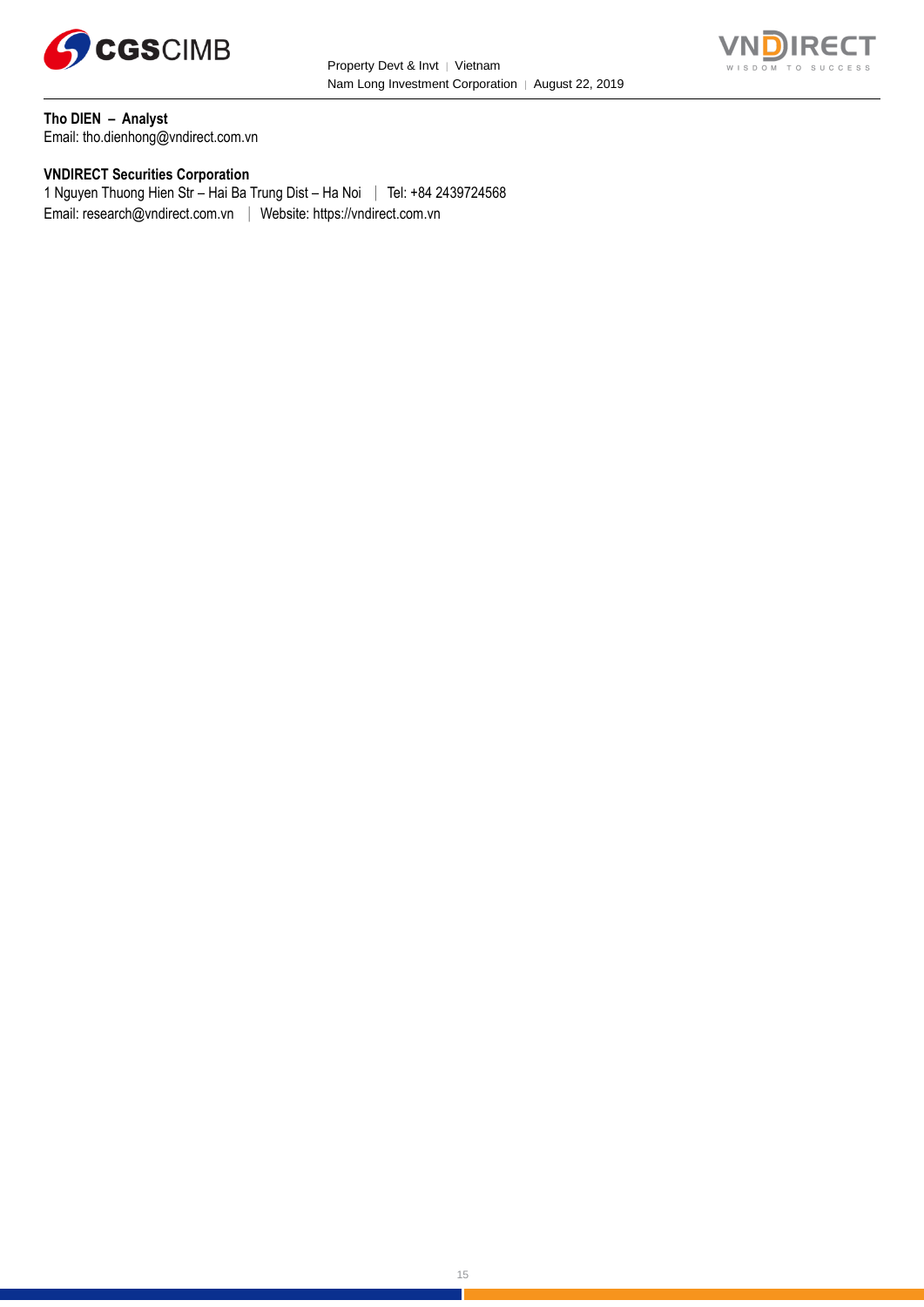**Tho DIEN – Analyst**

Email: tho.dienhong@vndirect.com.vn

**VNDIRECT Securities Corporation**

1 Nguyen Thuong Hien Str – Hai Ba Trung Dist – Ha Noi | Tel: +84 2439724568

Email: research@vndirect.com.vn | Website: https://vndirect.com.vn